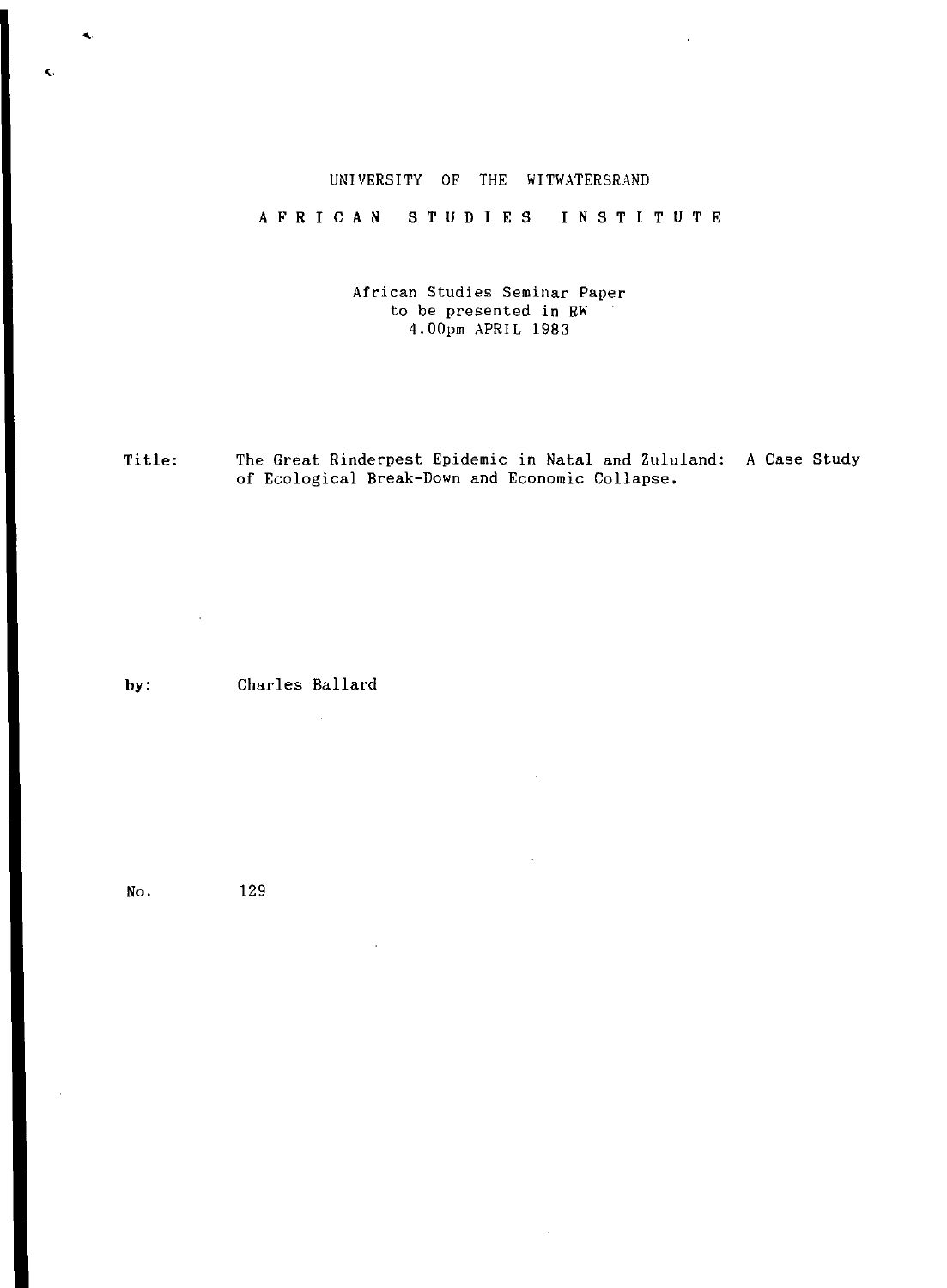UNIVERSITY OF THE WITWATERSRAND

AFRICAN STUDIES INSTITUTE

African Studies Seminar Paper
to be presented in RW
4.00pm APRIL 1983

Title: The Great Rinderpest Epidemic in Natal and Zululand: A Case Study of Ecological Break-Down and Economic Collapse.

by: Charles Ballard

No. 129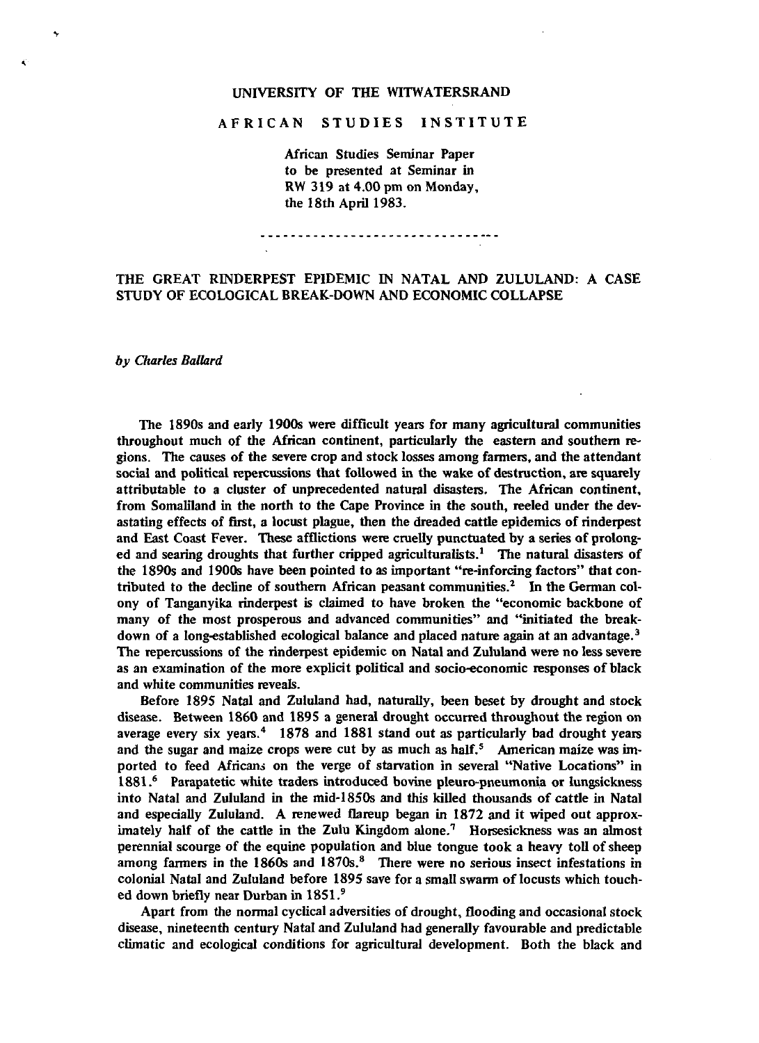UNIVERSITY OF THE WITWATERSRAND

AFRICAN STUDIES INSTITUTE

African Studies Seminar Paper
to be presented at Seminar in
RW 319 at 4.00 pm on Monday,
the 18th April 1983.

---

# THE GREAT RINDERPEST EPIDEMIC IN NATAL AND ZULULAND: A CASE STUDY OF ECOLOGICAL BREAK-DOWN AND ECONOMIC COLLAPSE

*by Charles Ballard*

The 1890s and early 1900s were difficult years for many agricultural communities throughout much of the African continent, particularly the eastern and southern regions. The causes of the severe crop and stock losses among farmers, and the attendant social and political repercussions that followed in the wake of destruction, are squarely attributable to a cluster of unprecedented natural disasters. The African continent, from Somaliland in the north to the Cape Province in the south, reeled under the devastating effects of first, a locust plague, then the dreaded cattle epidemics of rinderpest and East Coast Fever. These afflictions were cruelly punctuated by a series of prolonged and searing droughts that further cripped agriculturalists.[1] The natural disasters of the 1890s and 1900s have been pointed to as important "re-inforcing factors" that contributed to the decline of southern African peasant communities.[2] In the German colony of Tanganyika rinderpest is claimed to have broken the "economic backbone of many of the most prosperous and advanced communities" and "initiated the breakdown of a long-established ecological balance and placed nature again at an advantage.[3] The repercussions of the rinderpest epidemic on Natal and Zululand were no less severe as an examination of the more explicit political and socio-economic responses of black and white communities reveals.

Before 1895 Natal and Zululand had, naturally, been beset by drought and stock disease. Between 1860 and 1895 a general drought occurred throughout the region on average every six years.[4] 1878 and 1881 stand out as particularly bad drought years and the sugar and maize crops were cut by as much as half.[5] American maize was imported to feed Africans on the verge of starvation in several "Native Locations" in 1881.[6] Parapatetic white traders introduced bovine pleuro-pneumonia or lungsickness into Natal and Zululand in the mid-1850s and this killed thousands of cattle in Natal and especially Zululand. A renewed flareup began in 1872 and it wiped out approximately half of the cattle in the Zulu Kingdom alone.[7] Horsesickness was an almost perennial scourge of the equine population and blue tongue took a heavy toll of sheep among farmers in the 1860s and 1870s.[8] There were no serious insect infestations in colonial Natal and Zululand before 1895 save for a small swarm of locusts which touched down briefly near Durban in 1851.[9]

Apart from the normal cyclical adversities of drought, flooding and occasional stock disease, nineteenth century Natal and Zululand had generally favourable and predictable climatic and ecological conditions for agricultural development. Both the black and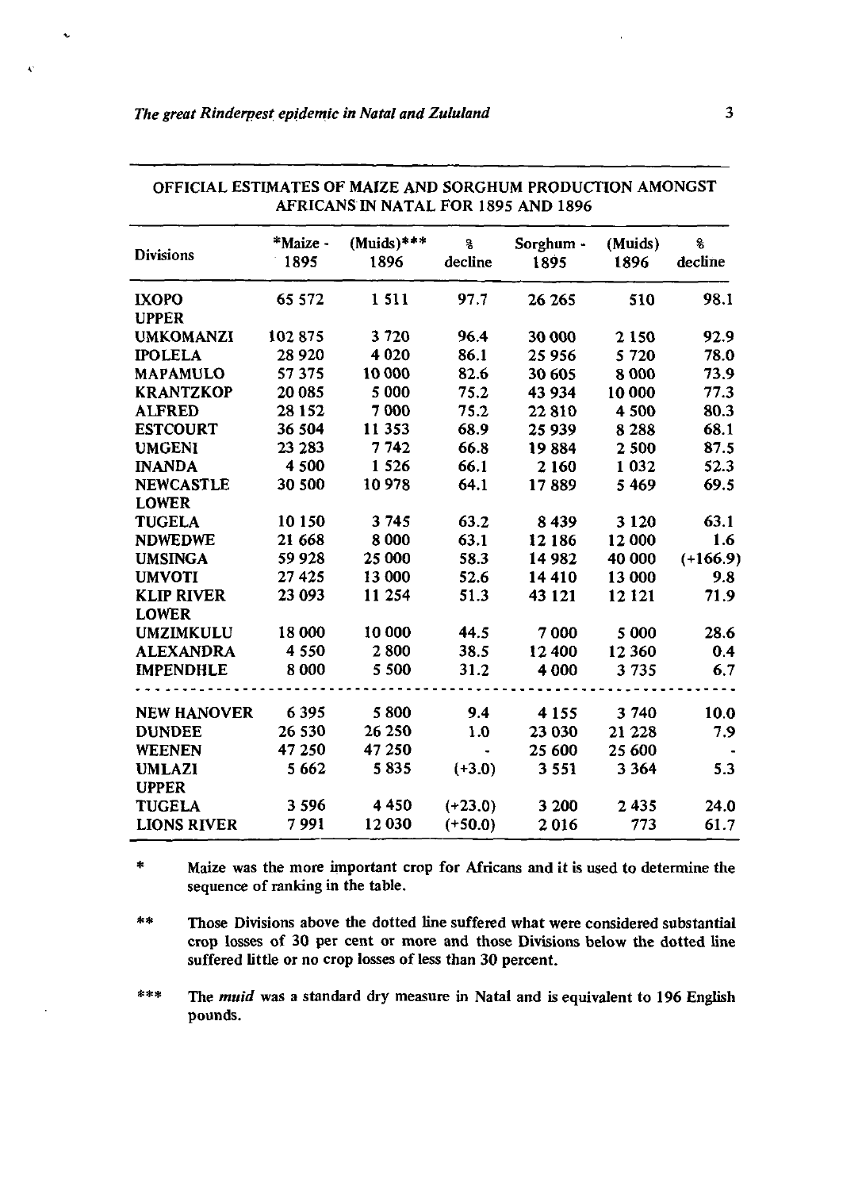OFFICIAL ESTIMATES OF MAIZE AND SORGHUM PRODUCTION AMONGST AFRICANS IN NATAL FOR 1895 AND 1896

| Divisions | *Maize - 1895 | (Muids)*** 1896 | % decline | Sorghum - 1895 | (Muids) 1896 | % decline |
|---|---|---|---|---|---|---|
| IXOPO | 65 572 | 1 511 | 97.7 | 26 265 | 510 | 98.1 |
| UPPER UMKOMANZI | 102 875 | 3 720 | 96.4 | 30 000 | 2 150 | 92.9 |
| IPOLELA | 28 920 | 4 020 | 86.1 | 25 956 | 5 720 | 78.0 |
| MAPAMULO | 57 375 | 10 000 | 82.6 | 30 605 | 8 000 | 73.9 |
| KRANTZKOP | 20 085 | 5 000 | 75.2 | 43 934 | 10 000 | 77.3 |
| ALFRED | 28 152 | 7 000 | 75.2 | 22 810 | 4 500 | 80.3 |
| ESTCOURT | 36 504 | 11 353 | 68.9 | 25 939 | 8 288 | 68.1 |
| UMGENI | 23 283 | 7 742 | 66.8 | 19 884 | 2 500 | 87.5 |
| INANDA | 4 500 | 1 526 | 66.1 | 2 160 | 1 032 | 52.3 |
| NEWCASTLE | 30 500 | 10 978 | 64.1 | 17 889 | 5 469 | 69.5 |
| LOWER TUGELA | 10 150 | 3 745 | 63.2 | 8 439 | 3 120 | 63.1 |
| NDWEDWE | 21 668 | 8 000 | 63.1 | 12 186 | 12 000 | 1.6 |
| UMSINGA | 59 928 | 25 000 | 58.3 | 14 982 | 40 000 | (+166.9) |
| UMVOTI | 27 425 | 13 000 | 52.6 | 14 410 | 13 000 | 9.8 |
| KLIP RIVER | 23 093 | 11 254 | 51.3 | 43 121 | 12 121 | 71.9 |
| LOWER UMZIMKULU | 18 000 | 10 000 | 44.5 | 7 000 | 5 000 | 28.6 |
| ALEXANDRA | 4 550 | 2 800 | 38.5 | 12 400 | 12 360 | 0.4 |
| IMPENDHLE | 8 000 | 5 500 | 31.2 | 4 000 | 3 735 | 6.7 |
| - - - - - - - - | - - - - | - - - - | - - - - | - - - - | - - - - | - - - - |
| NEW HANOVER | 6 395 | 5 800 | 9.4 | 4 155 | 3 740 | 10.0 |
| DUNDEE | 26 530 | 26 250 | 1.0 | 23 030 | 21 228 | 7.9 |
| WEENEN | 47 250 | 47 250 | - | 25 600 | 25 600 | - |
| UMLAZI | 5 662 | 5 835 | (+3.0) | 3 551 | 3 364 | 5.3 |
| UPPER TUGELA | 3 596 | 4 450 | (+23.0) | 3 200 | 2 435 | 24.0 |
| LIONS RIVER | 7 991 | 12 030 | (+50.0) | 2 016 | 773 | 61.7 |

\* Maize was the more important crop for Africans and it is used to determine the sequence of ranking in the table.

\*\* Those Divisions above the dotted line suffered what were considered substantial crop losses of 30 per cent or more and those Divisions below the dotted line suffered little or no crop losses of less than 30 percent.

\*\*\* The *muid* was a standard dry measure in Natal and is equivalent to 196 English pounds.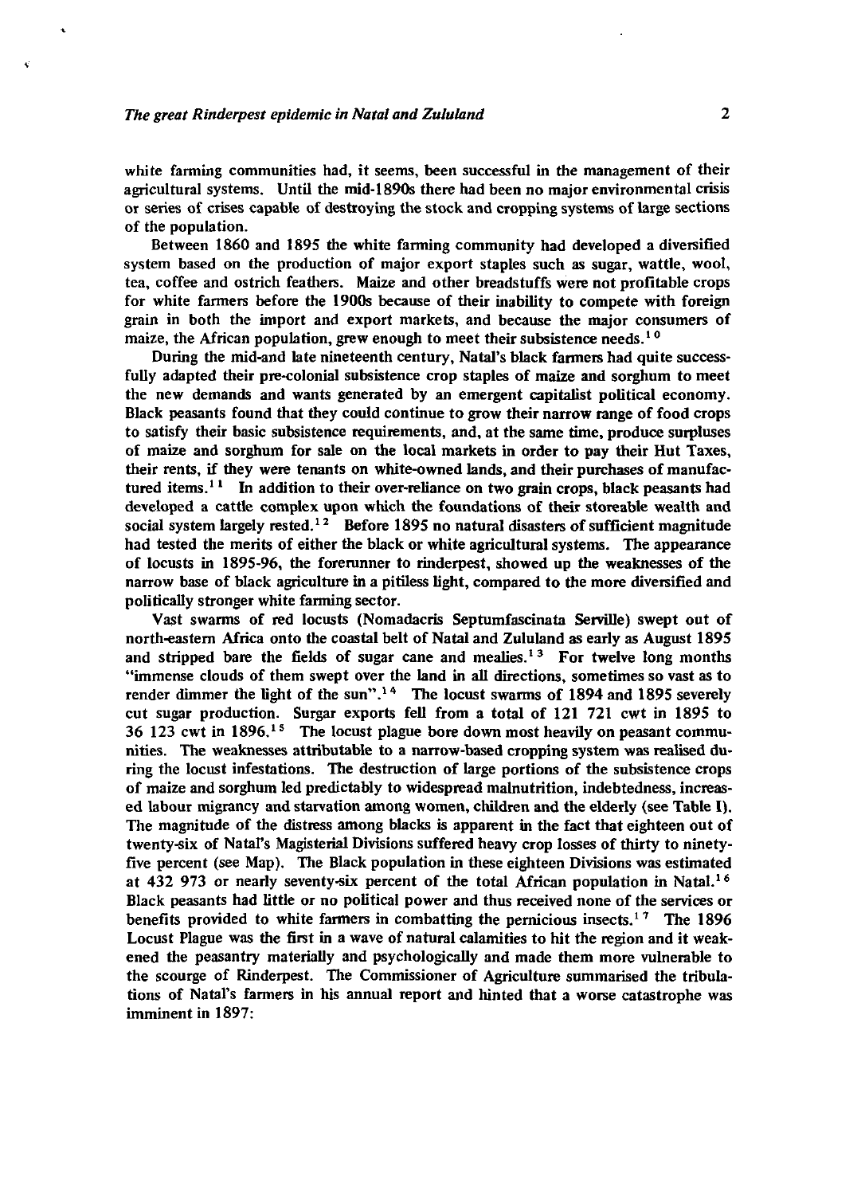white farming communities had, it seems, been successful in the management of their agricultural systems. Until the mid-1890s there had been no major environmental crisis or series of crises capable of destroying the stock and cropping systems of large sections of the population.

Between 1860 and 1895 the white farming community had developed a diversified system based on the production of major export staples such as sugar, wattle, wool, tea, coffee and ostrich feathers. Maize and other breadstuffs were not profitable crops for white farmers before the 1900s because of their inability to compete with foreign grain in both the import and export markets, and because the major consumers of maize, the African population, grew enough to meet their subsistence needs.[10]

During the mid-and late nineteenth century, Natal's black farmers had quite successfully adapted their pre-colonial subsistence crop staples of maize and sorghum to meet the new demands and wants generated by an emergent capitalist political economy. Black peasants found that they could continue to grow their narrow range of food crops to satisfy their basic subsistence requirements, and, at the same time, produce surpluses of maize and sorghum for sale on the local markets in order to pay their Hut Taxes, their rents, if they were tenants on white-owned lands, and their purchases of manufactured items.[11] In addition to their over-reliance on two grain crops, black peasants had developed a cattle complex upon which the foundations of their storeable wealth and social system largely rested.[12] Before 1895 no natural disasters of sufficient magnitude had tested the merits of either the black or white agricultural systems. The appearance of locusts in 1895-96, the forerunner to rinderpest, showed up the weaknesses of the narrow base of black agriculture in a pitiless light, compared to the more diversified and politically stronger white farming sector.

Vast swarms of red locusts (Nomadacris Septumfascinata Serville) swept out of north-eastern Africa onto the coastal belt of Natal and Zululand as early as August 1895 and stripped bare the fields of sugar cane and mealies.[13] For twelve long months "immense clouds of them swept over the land in all directions, sometimes so vast as to render dimmer the light of the sun".[14] The locust swarms of 1894 and 1895 severely cut sugar production. Surgar exports fell from a total of 121 721 cwt in 1895 to 36 123 cwt in 1896.[15] The locust plague bore down most heavily on peasant communities. The weaknesses attributable to a narrow-based cropping system was realised during the locust infestations. The destruction of large portions of the subsistence crops of maize and sorghum led predictably to widespread malnutrition, indebtedness, increased labour migrancy and starvation among women, children and the elderly (see Table I). The magnitude of the distress among blacks is apparent in the fact that eighteen out of twenty-six of Natal's Magisterial Divisions suffered heavy crop losses of thirty to ninety-five percent (see Map). The Black population in these eighteen Divisions was estimated at 432 973 or nearly seventy-six percent of the total African population in Natal.[16] Black peasants had little or no political power and thus received none of the services or benefits provided to white farmers in combatting the pernicious insects.[17] The 1896 Locust Plague was the first in a wave of natural calamities to hit the region and it weakened the peasantry materially and psychologically and made them more vulnerable to the scourge of Rinderpest. The Commissioner of Agriculture summarised the tribulations of Natal's farmers in his annual report and hinted that a worse catastrophe was imminent in 1897: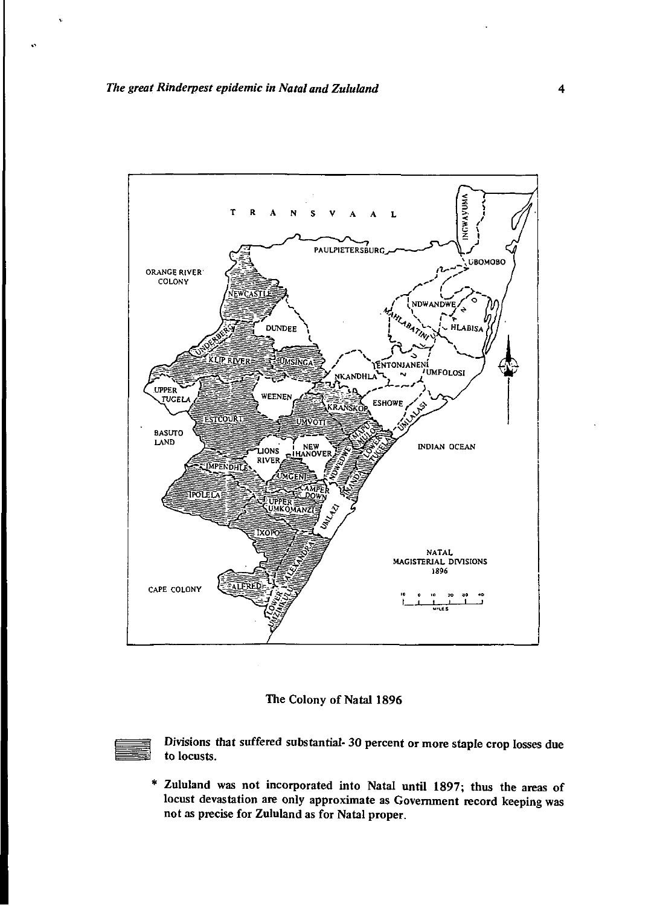TRANSVAAL

PAULPIETERSBURG

INGWAVUMA

UBOMOBO

ORANGE RIVER COLONY

NEWCASTLE

NDWANDWE

DUNDEE

MAHLABATINI

HLABISA

UNDERBERG

KLIP RIVER

UMSINGA

ENTONJANENI

UMFOLOSI

NKANDHLA

UPPER TUGELA

WEENEN

KRANSKOP

ESHOWE

ESTCOURT

UMVOTI

UMLALASI

BASUTO LAND

LIONS RIVER

NEW HANOVER

MAPUMULO

NDWEDWE

LOWER TUGELA

INDIAN OCEAN

IMPENDHLE

UMGENI

INANDA

CAMPERDOWN

IPOLELA

UPPER UMKOMANZI

UMLAZI

IXOPO

ALEXANDRA

NATAL MAGISTERIAL DIVISIONS 1896

CAPE COLONY

ALFRED

LOWER UMZIMKULU

MILES

The Colony of Natal 1896

Divisions that suffered substantial- 30 percent or more staple crop losses due to locusts.

* Zululand was not incorporated into Natal until 1897; thus the areas of locust devastation are only approximate as Government record keeping was not as precise for Zululand as for Natal proper.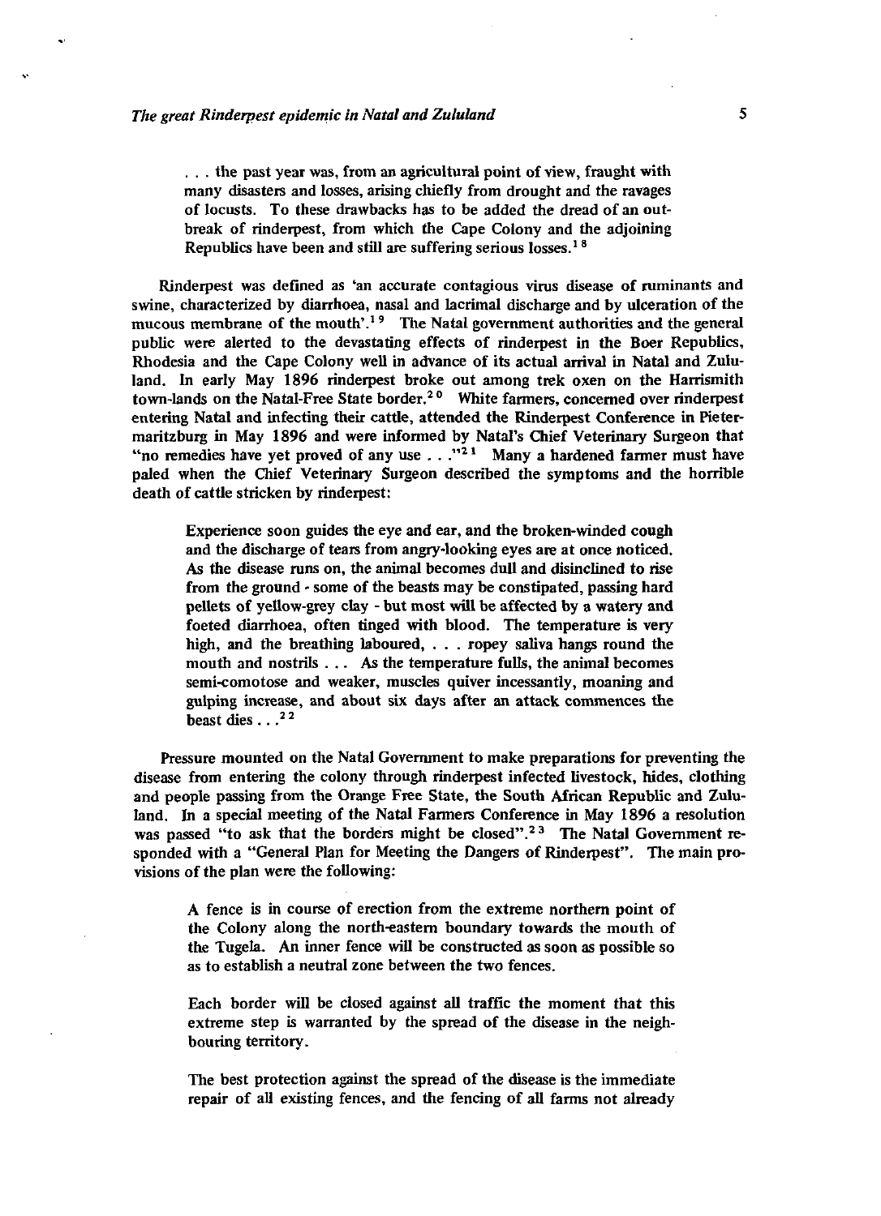> . . . the past year was, from an agricultural point of view, fraught with many disasters and losses, arising chiefly from drought and the ravages of locusts. To these drawbacks has to be added the dread of an outbreak of rinderpest, from which the Cape Colony and the adjoining Republics have been and still are suffering serious losses.[18]

Rinderpest was defined as 'an accurate contagious virus disease of ruminants and swine, characterized by diarrhoea, nasal and lacrimal discharge and by ulceration of the mucous membrane of the mouth'.[19] The Natal government authorities and the general public were alerted to the devastating effects of rinderpest in the Boer Republics, Rhodesia and the Cape Colony well in advance of its actual arrival in Natal and Zululand. In early May 1896 rinderpest broke out among trek oxen on the Harrismith town-lands on the Natal-Free State border.[20] White farmers, concerned over rinderpest entering Natal and infecting their cattle, attended the Rinderpest Conference in Pietermaritzburg in May 1896 and were informed by Natal's Chief Veterinary Surgeon that "no remedies have yet proved of any use . . ."[21] Many a hardened farmer must have paled when the Chief Veterinary Surgeon described the symptoms and the horrible death of cattle stricken by rinderpest:

> Experience soon guides the eye and ear, and the broken-winded cough and the discharge of tears from angry-looking eyes are at once noticed. As the disease runs on, the animal becomes dull and disinclined to rise from the ground - some of the beasts may be constipated, passing hard pellets of yellow-grey clay - but most will be affected by a watery and foeted diarrhoea, often tinged with blood. The temperature is very high, and the breathing laboured, . . . ropey saliva hangs round the mouth and nostrils . . . As the temperature fulls, the animal becomes semi-comotose and weaker, muscles quiver incessantly, moaning and gulping increase, and about six days after an attack commences the beast dies . . .[22]

Pressure mounted on the Natal Government to make preparations for preventing the disease from entering the colony through rinderpest infected livestock, hides, clothing and people passing from the Orange Free State, the South African Republic and Zululand. In a special meeting of the Natal Farmers Conference in May 1896 a resolution was passed "to ask that the borders might be closed".[23] The Natal Government responded with a "General Plan for Meeting the Dangers of Rinderpest". The main provisions of the plan were the following:

> A fence is in course of erection from the extreme northern point of the Colony along the north-eastern boundary towards the mouth of the Tugela. An inner fence will be constructed as soon as possible so as to establish a neutral zone between the two fences.
>
> Each border will be closed against all traffic the moment that this extreme step is warranted by the spread of the disease in the neighbouring territory.
>
> The best protection against the spread of the disease is the immediate repair of all existing fences, and the fencing of all farms not already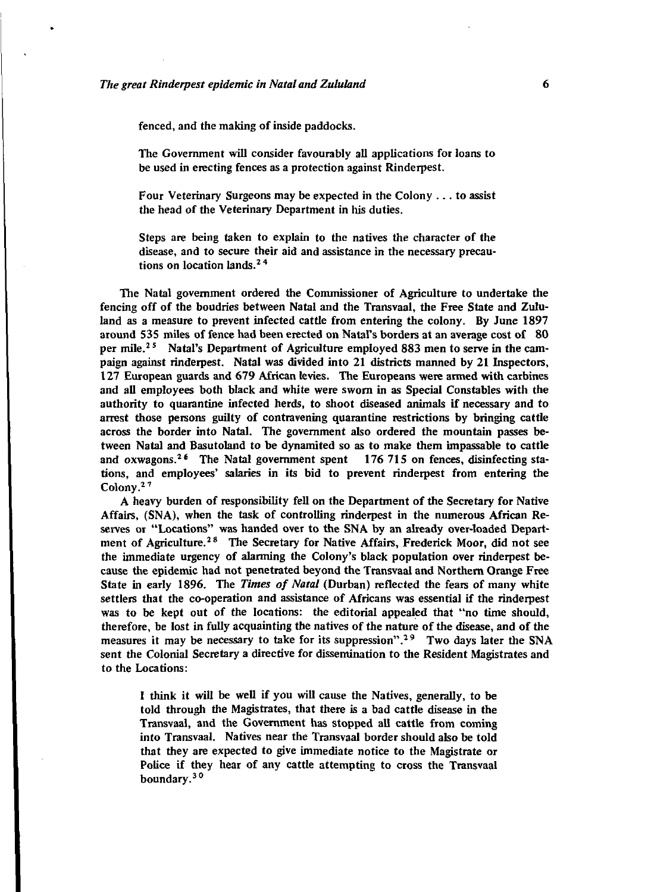fenced, and the making of inside paddocks.

> The Government will consider favourably all applications for loans to be used in erecting fences as a protection against Rinderpest.
>
> Four Veterinary Surgeons may be expected in the Colony . . . to assist the head of the Veterinary Department in his duties.
>
> Steps are being taken to explain to the natives the character of the disease, and to secure their aid and assistance in the necessary precautions on location lands.[24]

The Natal government ordered the Commissioner of Agriculture to undertake the fencing off of the boudries between Natal and the Transvaal, the Free State and Zululand as a measure to prevent infected cattle from entering the colony. By June 1897 around 535 miles of fence had been erected on Natal's borders at an average cost of 80 per mile.[25] Natal's Department of Agriculture employed 883 men to serve in the campaign against rinderpest. Natal was divided into 21 districts manned by 21 Inspectors, 127 European guards and 679 African levies. The Europeans were armed with carbines and all employees both black and white were sworn in as Special Constables with the authority to quarantine infected herds, to shoot diseased animals if necessary and to arrest those persons guilty of contravening quarantine restrictions by bringing cattle across the border into Natal. The government also ordered the mountain passes between Natal and Basutoland to be dynamited so as to make them impassable to cattle and oxwagons.[26] The Natal government spent 176 715 on fences, disinfecting stations, and employees' salaries in its bid to prevent rinderpest from entering the Colony.[27]

A heavy burden of responsibility fell on the Department of the Secretary for Native Affairs, (SNA), when the task of controlling rinderpest in the numerous African Reserves or "Locations" was handed over to the SNA by an already over-loaded Department of Agriculture.[28] The Secretary for Native Affairs, Frederick Moor, did not see the immediate urgency of alarming the Colony's black population over rinderpest because the epidemic had not penetrated beyond the Transvaal and Northern Orange Free State in early 1896. The *Times of Natal* (Durban) reflected the fears of many white settlers that the co-operation and assistance of Africans was essential if the rinderpest was to be kept out of the locations: the editorial appealed that "no time should, therefore, be lost in fully acquainting the natives of the nature of the disease, and of the measures it may be necessary to take for its suppression".[29] Two days later the SNA sent the Colonial Secretary a directive for dissemination to the Resident Magistrates and to the Locations:

> I think it will be well if you will cause the Natives, generally, to be told through the Magistrates, that there is a bad cattle disease in the Transvaal, and the Government has stopped all cattle from coming into Transvaal. Natives near the Transvaal border should also be told that they are expected to give immediate notice to the Magistrate or Police if they hear of any cattle attempting to cross the Transvaal boundary.[30]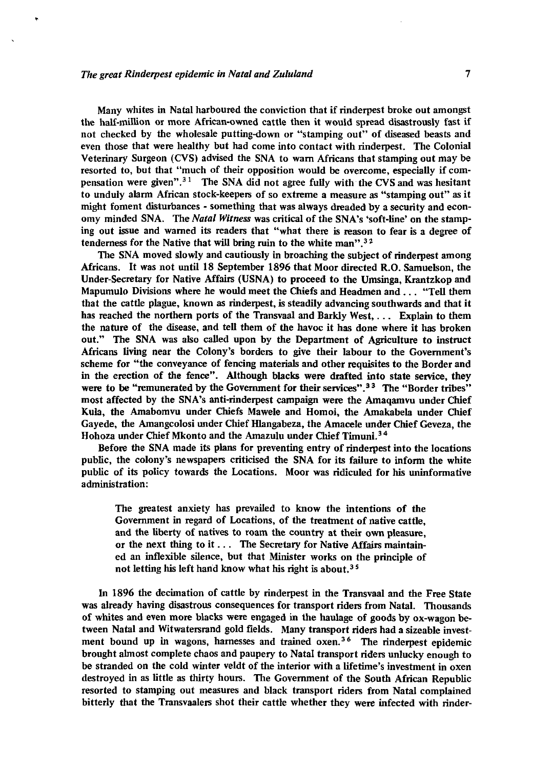Many whites in Natal harboured the conviction that if rinderpest broke out amongst the half-million or more African-owned cattle then it would spread disastrously fast if not checked by the wholesale putting-down or "stamping out" of diseased beasts and even those that were healthy but had come into contact with rinderpest. The Colonial Veterinary Surgeon (CVS) advised the SNA to warn Africans that stamping out may be resorted to, but that "much of their opposition would be overcome, especially if compensation were given".[31] The SNA did not agree fully with the CVS and was hesitant to unduly alarm African stock-keepers of so extreme a measure as "stamping out" as it might foment disturbances - something that was always dreaded by a security and economy minded SNA. The *Natal Witness* was critical of the SNA's 'soft-line' on the stamping out issue and warned its readers that "what there is reason to fear is a degree of tenderness for the Native that will bring ruin to the white man".[32]

The SNA moved slowly and cautiously in broaching the subject of rinderpest among Africans. It was not until 18 September 1896 that Moor directed R.O. Samuelson, the Under-Secretary for Native Affairs (USNA) to proceed to the Umsinga, Krantzkop and Mapumulo Divisions where he would meet the Chiefs and Headmen and . . . "Tell them that the cattle plague, known as rinderpest, is steadily advancing southwards and that it has reached the northern ports of the Transvaal and Barkly West, . . . Explain to them the nature of the disease, and tell them of the havoc it has done where it has broken out." The SNA was also called upon by the Department of Agriculture to instruct Africans living near the Colony's borders to give their labour to the Government's scheme for "the conveyance of fencing materials and other requisites to the Border and in the erection of the fence". Although blacks were drafted into state service, they were to be "remunerated by the Government for their services".[33] The "Border tribes" most affected by the SNA's anti-rinderpest campaign were the Amaqamvu under Chief Kula, the Amabomvu under Chiefs Mawele and Homoi, the Amakabela under Chief Gayede, the Amangcolosi under Chief Hlangabeza, the Amacele under Chief Geveza, the Hohoza under Chief Mkonto and the Amazulu under Chief Timuni.[34]

Before the SNA made its plans for preventing entry of rinderpest into the locations public, the colony's newspapers criticised the SNA for its failure to inform the white public of its policy towards the Locations. Moor was ridiculed for his uninformative administration:

> The greatest anxiety has prevailed to know the intentions of the Government in regard of Locations, of the treatment of native cattle, and the liberty of natives to roam the country at their own pleasure, or the next thing to it . . . The Secretary for Native Affairs maintained an inflexible silence, but that Minister works on the principle of not letting his left hand know what his right is about.[35]

In 1896 the decimation of cattle by rinderpest in the Transvaal and the Free State was already having disastrous consequences for transport riders from Natal. Thousands of whites and even more blacks were engaged in the haulage of goods by ox-wagon between Natal and Witwatersrand gold fields. Many transport riders had a sizeable investment bound up in wagons, harnesses and trained oxen.[36] The rinderpest epidemic brought almost complete chaos and paupery to Natal transport riders unlucky enough to be stranded on the cold winter veldt of the interior with a lifetime's investment in oxen destroyed in as little as thirty hours. The Government of the South African Republic resorted to stamping out measures and black transport riders from Natal complained bitterly that the Transvaalers shot their cattle whether they were infected with rinder-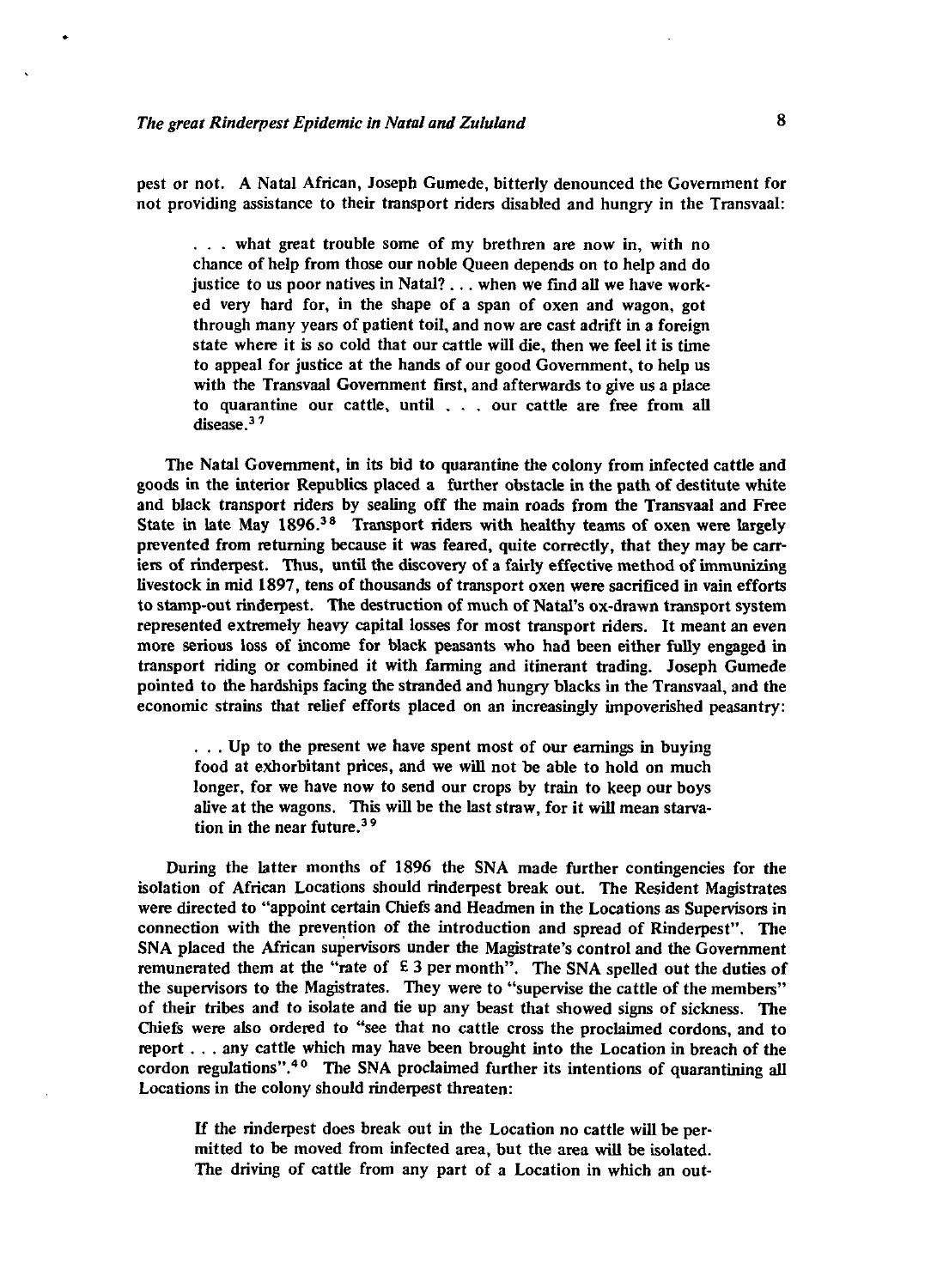pest or not. A Natal African, Joseph Gumede, bitterly denounced the Government for not providing assistance to their transport riders disabled and hungry in the Transvaal:

> . . . what great trouble some of my brethren are now in, with no chance of help from those our noble Queen depends on to help and do justice to us poor natives in Natal? . . . when we find all we have worked very hard for, in the shape of a span of oxen and wagon, got through many years of patient toil, and now are cast adrift in a foreign state where it is so cold that our cattle will die, then we feel it is time to appeal for justice at the hands of our good Government, to help us with the Transvaal Government first, and afterwards to give us a place to quarantine our cattle, until . . . our cattle are free from all disease.[37]

The Natal Government, in its bid to quarantine the colony from infected cattle and goods in the interior Republics placed a further obstacle in the path of destitute white and black transport riders by sealing off the main roads from the Transvaal and Free State in late May 1896.[38] Transport riders with healthy teams of oxen were largely prevented from returning because it was feared, quite correctly, that they may be carriers of rinderpest. Thus, until the discovery of a fairly effective method of immunizing livestock in mid 1897, tens of thousands of transport oxen were sacrificed in vain efforts to stamp-out rinderpest. The destruction of much of Natal's ox-drawn transport system represented extremely heavy capital losses for most transport riders. It meant an even more serious loss of income for black peasants who had been either fully engaged in transport riding or combined it with farming and itinerant trading. Joseph Gumede pointed to the hardships facing the stranded and hungry blacks in the Transvaal, and the economic strains that relief efforts placed on an increasingly impoverished peasantry:

> . . . Up to the present we have spent most of our earnings in buying food at exhorbitant prices, and we will not be able to hold on much longer, for we have now to send our crops by train to keep our boys alive at the wagons. This will be the last straw, for it will mean starvation in the near future.[39]

During the latter months of 1896 the SNA made further contingencies for the isolation of African Locations should rinderpest break out. The Resident Magistrates were directed to "appoint certain Chiefs and Headmen in the Locations as Supervisors in connection with the prevention of the introduction and spread of Rinderpest". The SNA placed the African supervisors under the Magistrate's control and the Government remunerated them at the "rate of £ 3 per month". The SNA spelled out the duties of the supervisors to the Magistrates. They were to "supervise the cattle of the members" of their tribes and to isolate and tie up any beast that showed signs of sickness. The Chiefs were also ordered to "see that no cattle cross the proclaimed cordons, and to report . . . any cattle which may have been brought into the Location in breach of the cordon regulations".[40] The SNA proclaimed further its intentions of quarantining all Locations in the colony should rinderpest threaten:

> If the rinderpest does break out in the Location no cattle will be permitted to be moved from infected area, but the area will be isolated. The driving of cattle from any part of a Location in which an out-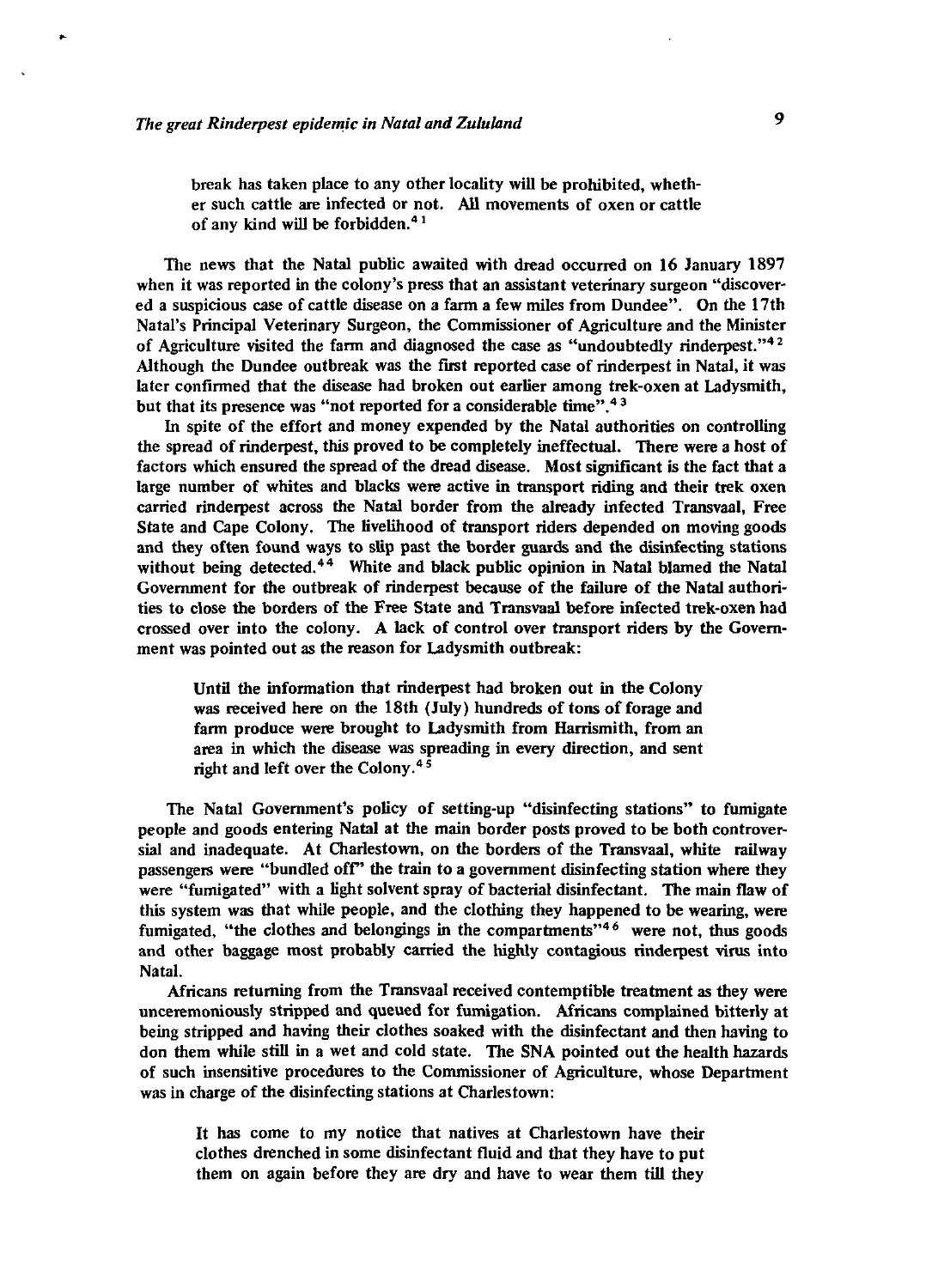> break has taken place to any other locality will be prohibited, whether such cattle are infected or not. All movements of oxen or cattle of any kind will be forbidden.[41]

The news that the Natal public awaited with dread occurred on 16 January 1897 when it was reported in the colony's press that an assistant veterinary surgeon "discovered a suspicious case of cattle disease on a farm a few miles from Dundee". On the 17th Natal's Principal Veterinary Surgeon, the Commissioner of Agriculture and the Minister of Agriculture visited the farm and diagnosed the case as "undoubtedly rinderpest."[42] Although the Dundee outbreak was the first reported case of rinderpest in Natal, it was later confirmed that the disease had broken out earlier among trek-oxen at Ladysmith, but that its presence was "not reported for a considerable time".[43]

In spite of the effort and money expended by the Natal authorities on controlling the spread of rinderpest, this proved to be completely ineffectual. There were a host of factors which ensured the spread of the dread disease. Most significant is the fact that a large number of whites and blacks were active in transport riding and their trek oxen carried rinderpest across the Natal border from the already infected Transvaal, Free State and Cape Colony. The livelihood of transport riders depended on moving goods and they often found ways to slip past the border guards and the disinfecting stations without being detected.[44] White and black public opinion in Natal blamed the Natal Government for the outbreak of rinderpest because of the failure of the Natal authorities to close the borders of the Free State and Transvaal before infected trek-oxen had crossed over into the colony. A lack of control over transport riders by the Government was pointed out as the reason for Ladysmith outbreak:

> Until the information that rinderpest had broken out in the Colony was received here on the 18th (July) hundreds of tons of forage and farm produce were brought to Ladysmith from Harrismith, from an area in which the disease was spreading in every direction, and sent right and left over the Colony.[45]

The Natal Government's policy of setting-up "disinfecting stations" to fumigate people and goods entering Natal at the main border posts proved to be both controversial and inadequate. At Charlestown, on the borders of the Transvaal, white railway passengers were "bundled off" the train to a government disinfecting station where they were "fumigated" with a light solvent spray of bacterial disinfectant. The main flaw of this system was that while people, and the clothing they happened to be wearing, were fumigated, "the clothes and belongings in the compartments"[46] were not, thus goods and other baggage most probably carried the highly contagious rinderpest virus into Natal.

Africans returning from the Transvaal received contemptible treatment as they were unceremoniously stripped and queued for fumigation. Africans complained bitterly at being stripped and having their clothes soaked with the disinfectant and then having to don them while still in a wet and cold state. The SNA pointed out the health hazards of such insensitive procedures to the Commissioner of Agriculture, whose Department was in charge of the disinfecting stations at Charlestown:

> It has come to my notice that natives at Charlestown have their clothes drenched in some disinfectant fluid and that they have to put them on again before they are dry and have to wear them till they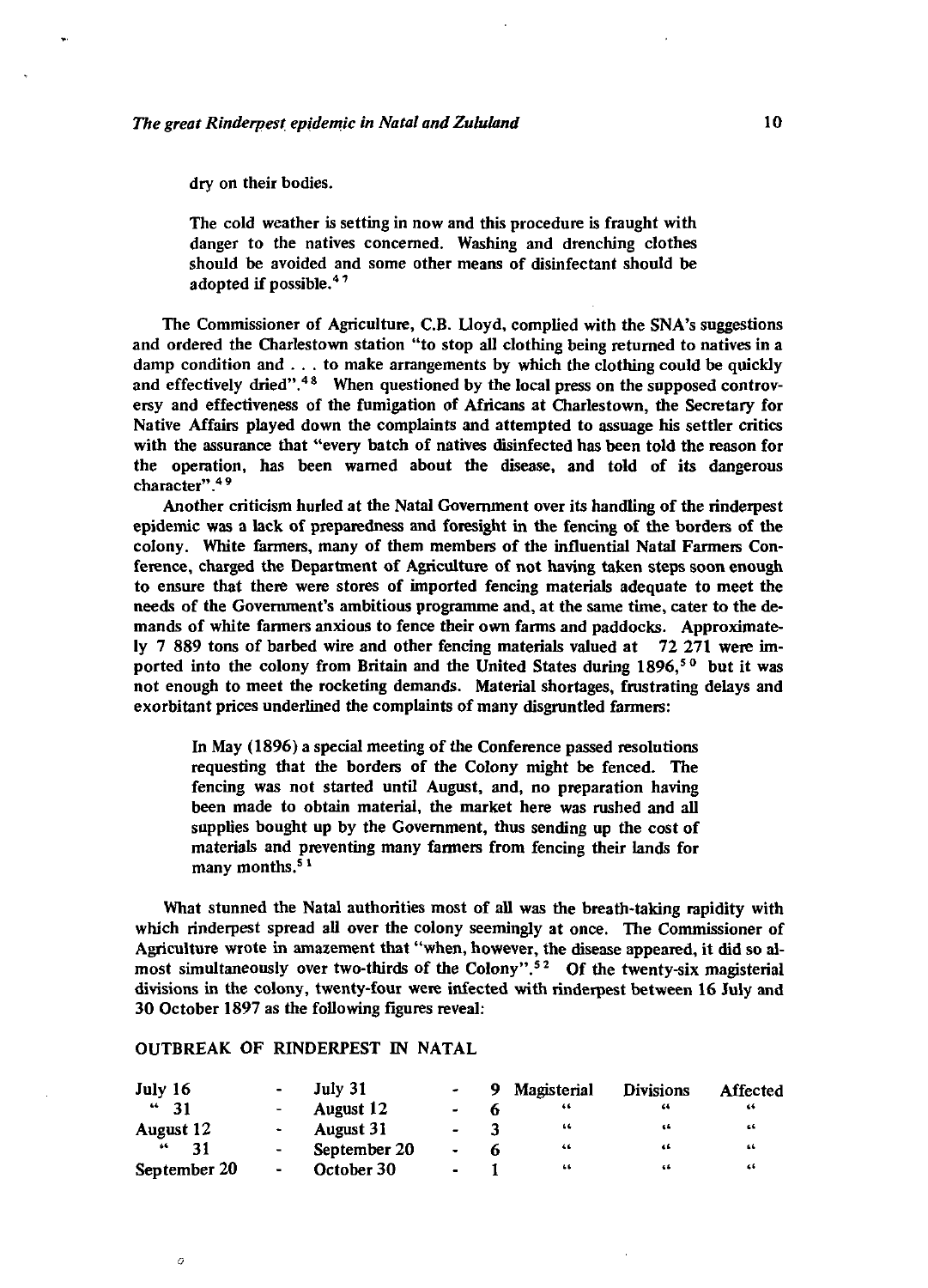dry on their bodies.

> The cold weather is setting in now and this procedure is fraught with danger to the natives concerned. Washing and drenching clothes should be avoided and some other means of disinfectant should be adopted if possible.[47]

The Commissioner of Agriculture, C.B. Lloyd, complied with the SNA's suggestions and ordered the Charlestown station "to stop all clothing being returned to natives in a damp condition and . . . to make arrangements by which the clothing could be quickly and effectively dried".[48] When questioned by the local press on the supposed controversy and effectiveness of the fumigation of Africans at Charlestown, the Secretary for Native Affairs played down the complaints and attempted to assuage his settler critics with the assurance that "every batch of natives disinfected has been told the reason for the operation, has been warned about the disease, and told of its dangerous character".[49]

Another criticism hurled at the Natal Government over its handling of the rinderpest epidemic was a lack of preparedness and foresight in the fencing of the borders of the colony. White farmers, many of them members of the influential Natal Farmers Conference, charged the Department of Agriculture of not having taken steps soon enough to ensure that there were stores of imported fencing materials adequate to meet the needs of the Government's ambitious programme and, at the same time, cater to the demands of white farmers anxious to fence their own farms and paddocks. Approximately 7 889 tons of barbed wire and other fencing materials valued at 72 271 were imported into the colony from Britain and the United States during 1896,[50] but it was not enough to meet the rocketing demands. Material shortages, frustrating delays and exorbitant prices underlined the complaints of many disgruntled farmers:

> In May (1896) a special meeting of the Conference passed resolutions requesting that the borders of the Colony might be fenced. The fencing was not started until August, and, no preparation having been made to obtain material, the market here was rushed and all supplies bought up by the Government, thus sending up the cost of materials and preventing many farmers from fencing their lands for many months.[51]

What stunned the Natal authorities most of all was the breath-taking rapidity with which rinderpest spread all over the colony seemingly at once. The Commissioner of Agriculture wrote in amazement that "when, however, the disease appeared, it did so almost simultaneously over two-thirds of the Colony".[52] Of the twenty-six magisterial divisions in the colony, twenty-four were infected with rinderpest between 16 July and 30 October 1897 as the following figures reveal:

OUTBREAK OF RINDERPEST IN NATAL

| | | | | | | | |
|---|---|---|---|---|---|---|---|
| July 16 | - | July 31 | - | 9 | Magisterial | Divisions | Affected |
| " 31 | - | August 12 | - | 6 | " | " | " |
| August 12 | - | August 31 | - | 3 | " | " | " |
| " 31 | - | September 20 | - | 6 | " | " | " |
| September 20 | - | October 30 | - | 1 | " | " | " |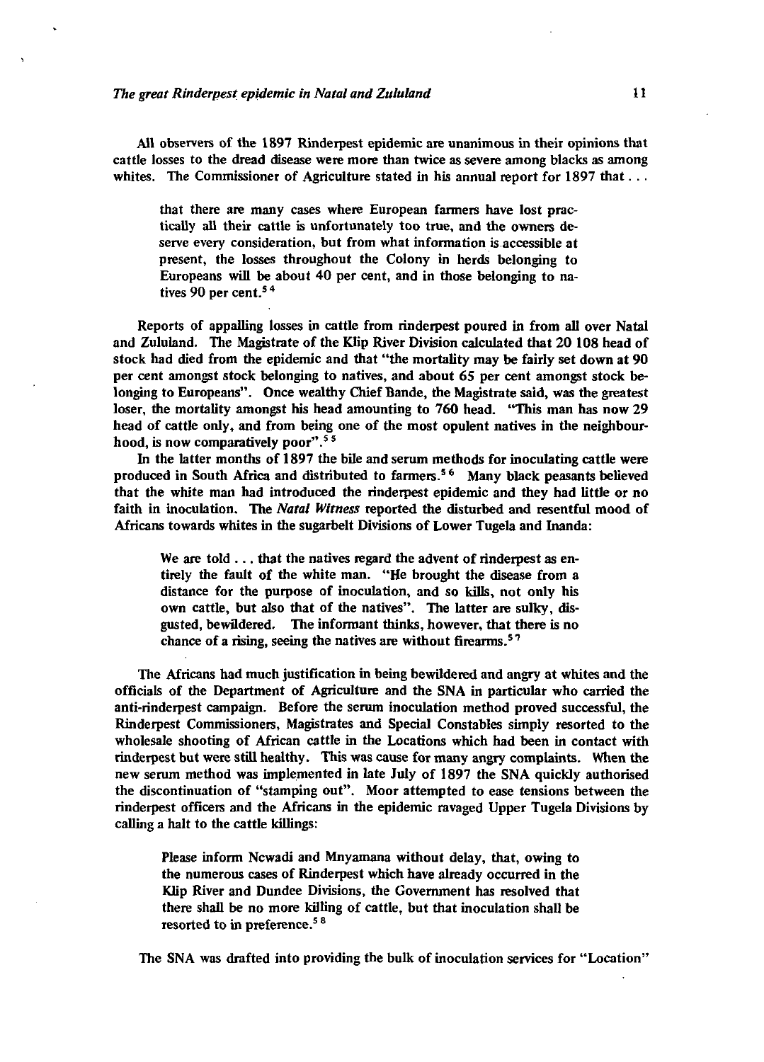All observers of the 1897 Rinderpest epidemic are unanimous in their opinions that cattle losses to the dread disease were more than twice as severe among blacks as among whites. The Commissioner of Agriculture stated in his annual report for 1897 that . . .

> that there are many cases where European farmers have lost practically all their cattle is unfortunately too true, and the owners deserve every consideration, but from what information is accessible at present, the losses throughout the Colony in herds belonging to Europeans will be about 40 per cent, and in those belonging to natives 90 per cent.[54]

Reports of appalling losses in cattle from rinderpest poured in from all over Natal and Zululand. The Magistrate of the Klip River Division calculated that 20 108 head of stock had died from the epidemic and that "the mortality may be fairly set down at 90 per cent amongst stock belonging to natives, and about 65 per cent amongst stock belonging to Europeans". Once wealthy Chief Bande, the Magistrate said, was the greatest loser, the mortality amongst his head amounting to 760 head. "This man has now 29 head of cattle only, and from being one of the most opulent natives in the neighbourhood, is now comparatively poor".[55]

In the latter months of 1897 the bile and serum methods for inoculating cattle were produced in South Africa and distributed to farmers.[56] Many black peasants believed that the white man had introduced the rinderpest epidemic and they had little or no faith in inoculation. The *Natal Witness* reported the disturbed and resentful mood of Africans towards whites in the sugarbelt Divisions of Lower Tugela and Inanda:

> We are told . . . that the natives regard the advent of rinderpest as entirely the fault of the white man. "He brought the disease from a distance for the purpose of inoculation, and so kills, not only his own cattle, but also that of the natives". The latter are sulky, disgusted, bewildered. The informant thinks, however, that there is no chance of a rising, seeing the natives are without firearms.[57]

The Africans had much justification in being bewildered and angry at whites and the officials of the Department of Agriculture and the SNA in particular who carried the anti-rinderpest campaign. Before the serum inoculation method proved successful, the Rinderpest Commissioners, Magistrates and Special Constables simply resorted to the wholesale shooting of African cattle in the Locations which had been in contact with rinderpest but were still healthy. This was cause for many angry complaints. When the new serum method was implemented in late July of 1897 the SNA quickly authorised the discontinuation of "stamping out". Moor attempted to ease tensions between the rinderpest officers and the Africans in the epidemic ravaged Upper Tugela Divisions by calling a halt to the cattle killings:

> Please inform Ncwadi and Mnyamana without delay, that, owing to the numerous cases of Rinderpest which have already occurred in the Klip River and Dundee Divisions, the Government has resolved that there shall be no more killing of cattle, but that inoculation shall be resorted to in preference.[58]

The SNA was drafted into providing the bulk of inoculation services for "Location"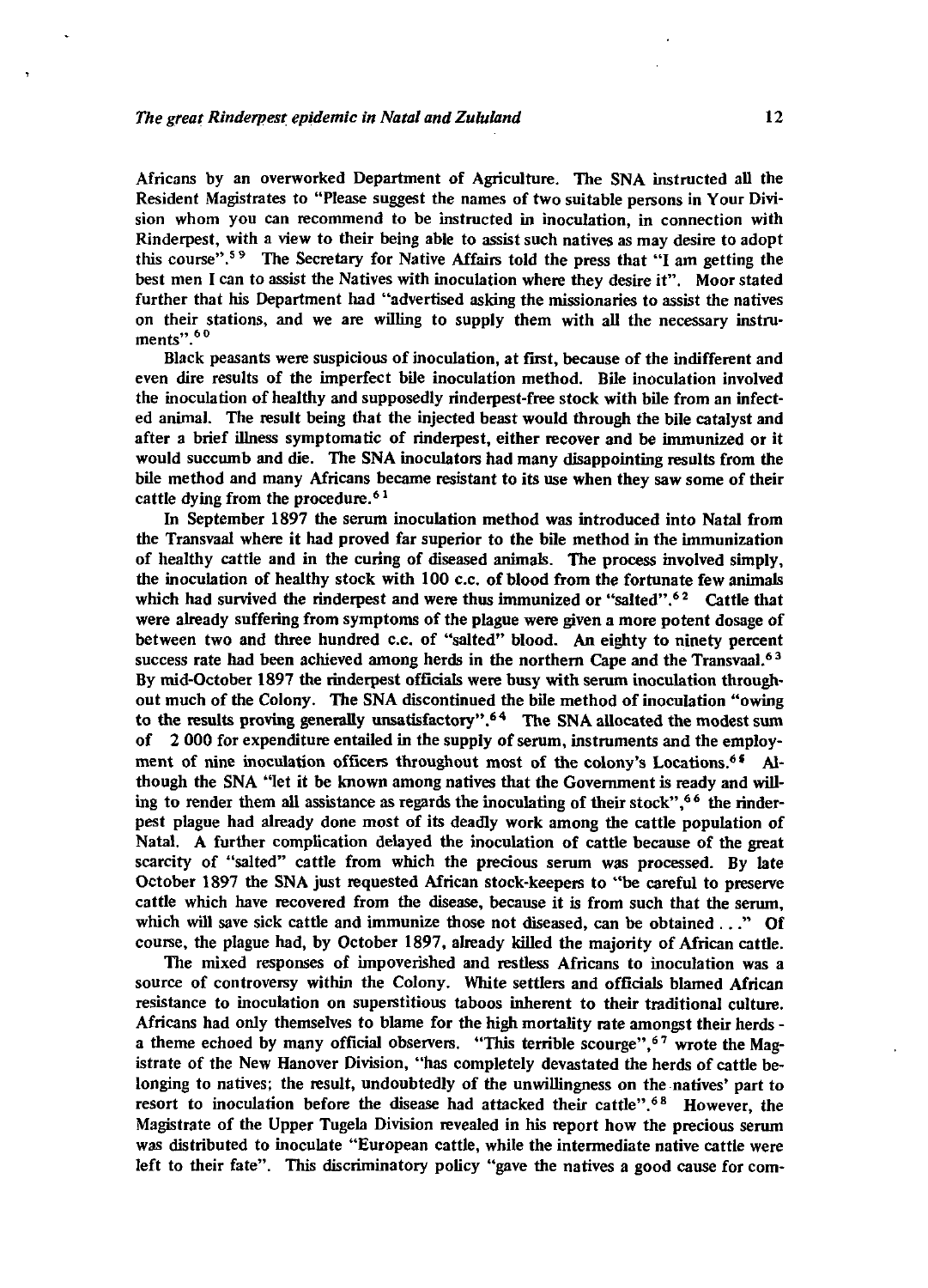Africans by an overworked Department of Agriculture. The SNA instructed all the Resident Magistrates to "Please suggest the names of two suitable persons in Your Division whom you can recommend to be instructed in inoculation, in connection with Rinderpest, with a view to their being able to assist such natives as may desire to adopt this course".[59] The Secretary for Native Affairs told the press that "I am getting the best men I can to assist the Natives with inoculation where they desire it". Moor stated further that his Department had "advertised asking the missionaries to assist the natives on their stations, and we are willing to supply them with all the necessary instruments".[60]

Black peasants were suspicious of inoculation, at first, because of the indifferent and even dire results of the imperfect bile inoculation method. Bile inoculation involved the inoculation of healthy and supposedly rinderpest-free stock with bile from an infected animal. The result being that the injected beast would through the bile catalyst and after a brief illness symptomatic of rinderpest, either recover and be immunized or it would succumb and die. The SNA inoculators had many disappointing results from the bile method and many Africans became resistant to its use when they saw some of their cattle dying from the procedure.[61]

In September 1897 the serum inoculation method was introduced into Natal from the Transvaal where it had proved far superior to the bile method in the immunization of healthy cattle and in the curing of diseased animals. The process involved simply, the inoculation of healthy stock with 100 c.c. of blood from the fortunate few animals which had survived the rinderpest and were thus immunized or "salted".[62] Cattle that were already suffering from symptoms of the plague were given a more potent dosage of between two and three hundred c.c. of "salted" blood. An eighty to ninety percent success rate had been achieved among herds in the northern Cape and the Transvaal.[63] By mid-October 1897 the rinderpest officials were busy with serum inoculation throughout much of the Colony. The SNA discontinued the bile method of inoculation "owing to the results proving generally unsatisfactory".[64] The SNA allocated the modest sum of 2 000 for expenditure entailed in the supply of serum, instruments and the employment of nine inoculation officers throughout most of the colony's Locations.[65] Although the SNA "let it be known among natives that the Government is ready and willing to render them all assistance as regards the inoculating of their stock",[66] the rinderpest plague had already done most of its deadly work among the cattle population of Natal. A further complication delayed the inoculation of cattle because of the great scarcity of "salted" cattle from which the precious serum was processed. By late October 1897 the SNA just requested African stock-keepers to "be careful to preserve cattle which have recovered from the disease, because it is from such that the serum, which will save sick cattle and immunize those not diseased, can be obtained . . ." Of course, the plague had, by October 1897, already killed the majority of African cattle.

The mixed responses of impoverished and restless Africans to inoculation was a source of controversy within the Colony. White settlers and officials blamed African resistance to inoculation on superstitious taboos inherent to their traditional culture. Africans had only themselves to blame for the high mortality rate amongst their herds - a theme echoed by many official observers. "This terrible scourge",[67] wrote the Magistrate of the New Hanover Division, "has completely devastated the herds of cattle belonging to natives; the result, undoubtedly of the unwillingness on the natives' part to resort to inoculation before the disease had attacked their cattle".[68] However, the Magistrate of the Upper Tugela Division revealed in his report how the precious serum was distributed to inoculate "European cattle, while the intermediate native cattle were left to their fate". This discriminatory policy "gave the natives a good cause for com-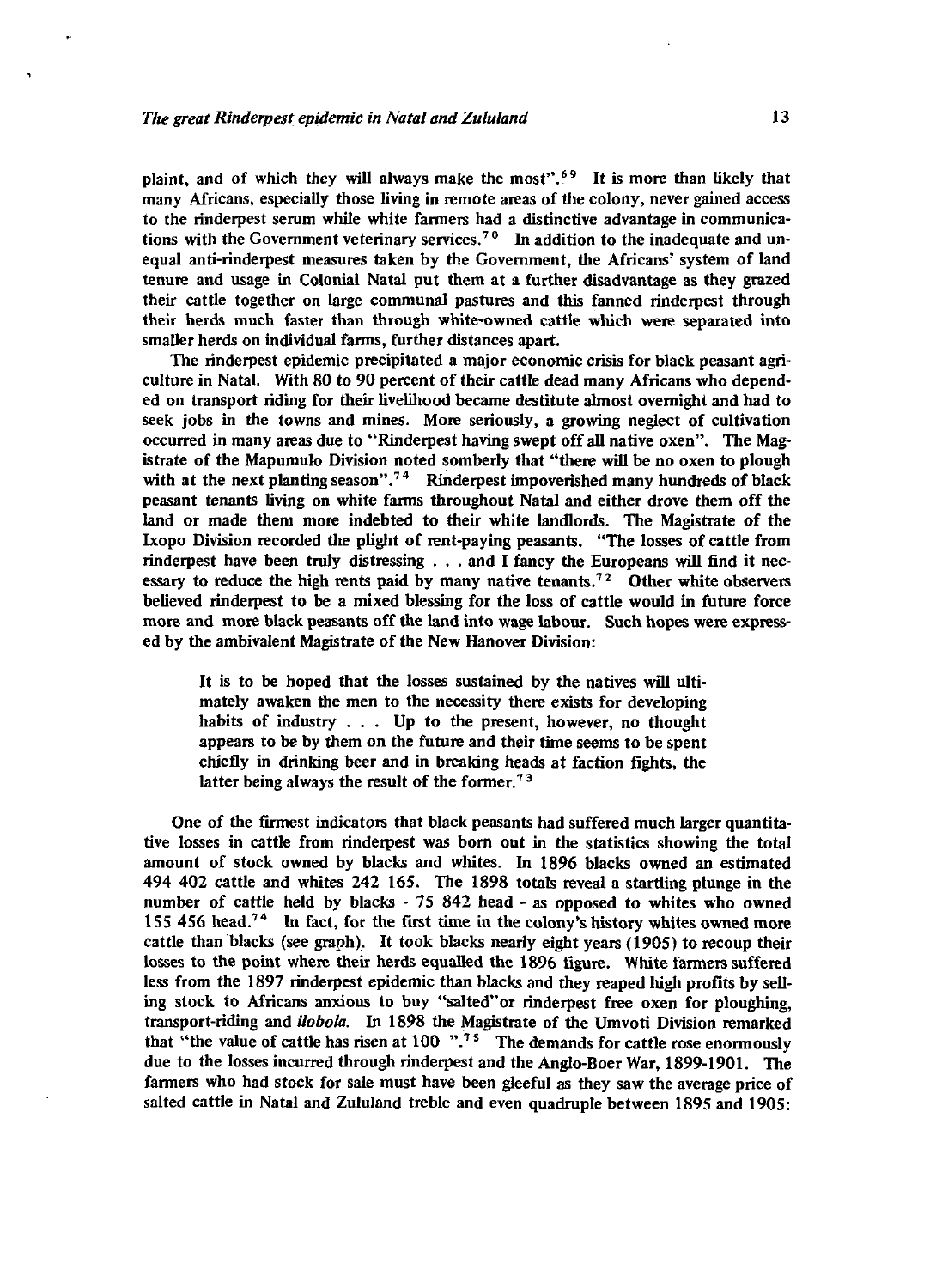plaint, and of which they will always make the most".[69] It is more than likely that many Africans, especially those living in remote areas of the colony, never gained access to the rinderpest serum while white farmers had a distinctive advantage in communications with the Government veterinary services.[70] In addition to the inadequate and unequal anti-rinderpest measures taken by the Government, the Africans' system of land tenure and usage in Colonial Natal put them at a further disadvantage as they grazed their cattle together on large communal pastures and this fanned rinderpest through their herds much faster than through white-owned cattle which were separated into smaller herds on individual farms, further distances apart.

The rinderpest epidemic precipitated a major economic crisis for black peasant agriculture in Natal. With 80 to 90 percent of their cattle dead many Africans who depended on transport riding for their livelihood became destitute almost overnight and had to seek jobs in the towns and mines. More seriously, a growing neglect of cultivation occurred in many areas due to "Rinderpest having swept off all native oxen". The Magistrate of the Mapumulo Division noted somberly that "there will be no oxen to plough with at the next planting season".[74] Rinderpest impoverished many hundreds of black peasant tenants living on white farms throughout Natal and either drove them off the land or made them more indebted to their white landlords. The Magistrate of the Ixopo Division recorded the plight of rent-paying peasants. "The losses of cattle from rinderpest have been truly distressing . . . and I fancy the Europeans will find it necessary to reduce the high rents paid by many native tenants.[72] Other white observers believed rinderpest to be a mixed blessing for the loss of cattle would in future force more and more black peasants off the land into wage labour. Such hopes were expressed by the ambivalent Magistrate of the New Hanover Division:

> It is to be hoped that the losses sustained by the natives will ultimately awaken the men to the necessity there exists for developing habits of industry . . . Up to the present, however, no thought appears to be by them on the future and their time seems to be spent chiefly in drinking beer and in breaking heads at faction fights, the latter being always the result of the former.[73]

One of the firmest indicators that black peasants had suffered much larger quantitative losses in cattle from rinderpest was born out in the statistics showing the total amount of stock owned by blacks and whites. In 1896 blacks owned an estimated 494 402 cattle and whites 242 165. The 1898 totals reveal a startling plunge in the number of cattle held by blacks - 75 842 head - as opposed to whites who owned 155 456 head.[74] In fact, for the first time in the colony's history whites owned more cattle than blacks (see graph). It took blacks nearly eight years (1905) to recoup their losses to the point where their herds equalled the 1896 figure. White farmers suffered less from the 1897 rinderpest epidemic than blacks and they reaped high profits by selling stock to Africans anxious to buy "salted"or rinderpest free oxen for ploughing, transport-riding and *ilobola*. In 1898 the Magistrate of the Umvoti Division remarked that "the value of cattle has risen at 100 ".[75] The demands for cattle rose enormously due to the losses incurred through rinderpest and the Anglo-Boer War, 1899-1901. The farmers who had stock for sale must have been gleeful as they saw the average price of salted cattle in Natal and Zululand treble and even quadruple between 1895 and 1905: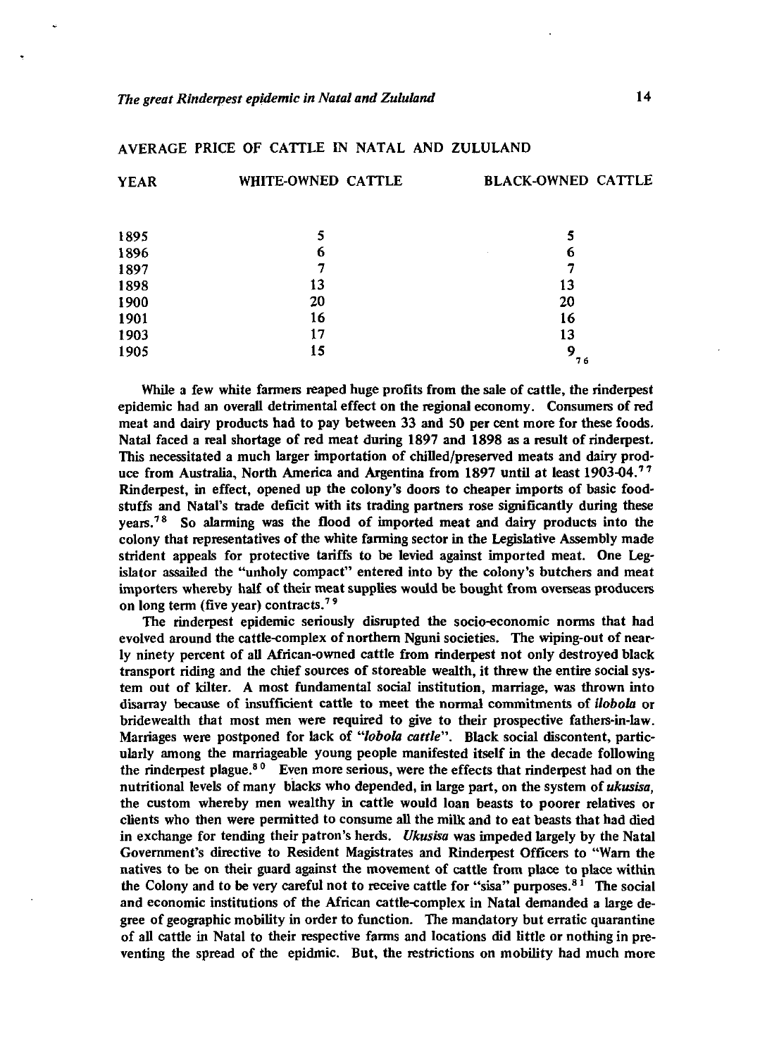AVERAGE PRICE OF CATTLE IN NATAL AND ZULULAND

| YEAR | WHITE-OWNED CATTLE | BLACK-OWNED CATTLE |
|---|---|---|
| 1895 | 5 | 5 |
| 1896 | 6 | 6 |
| 1897 | 7 | 7 |
| 1898 | 13 | 13 |
| 1900 | 20 | 20 |
| 1901 | 16 | 16 |
| 1903 | 17 | 13 |
| 1905 | 15 | 9 [76] |

While a few white farmers reaped huge profits from the sale of cattle, the rinderpest epidemic had an overall detrimental effect on the regional economy. Consumers of red meat and dairy products had to pay between 33 and 50 per cent more for these foods. Natal faced a real shortage of red meat during 1897 and 1898 as a result of rinderpest. This necessitated a much larger importation of chilled/preserved meats and dairy produce from Australia, North America and Argentina from 1897 until at least 1903-04.[77] Rinderpest, in effect, opened up the colony's doors to cheaper imports of basic foodstuffs and Natal's trade deficit with its trading partners rose significantly during these years.[78] So alarming was the flood of imported meat and dairy products into the colony that representatives of the white farming sector in the Legislative Assembly made strident appeals for protective tariffs to be levied against imported meat. One Legislator assailed the "unholy compact" entered into by the colony's butchers and meat importers whereby half of their meat supplies would be bought from overseas producers on long term (five year) contracts.[79]

The rinderpest epidemic seriously disrupted the socio-economic norms that had evolved around the cattle-complex of northern Nguni societies. The wiping-out of nearly ninety percent of all African-owned cattle from rinderpest not only destroyed black transport riding and the chief sources of storeable wealth, it threw the entire social system out of kilter. A most fundamental social institution, marriage, was thrown into disarray because of insufficient cattle to meet the normal commitments of *ilobola* or bridewealth that most men were required to give to their prospective fathers-in-law. Marriages were postponed for lack of *"lobola cattle"*. Black social discontent, particularly among the marriageable young people manifested itself in the decade following the rinderpest plague.[80] Even more serious, were the effects that rinderpest had on the nutritional levels of many blacks who depended, in large part, on the system of *ukusisa*, the custom whereby men wealthy in cattle would loan beasts to poorer relatives or clients who then were permitted to consume all the milk and to eat beasts that had died in exchange for tending their patron's herds. *Ukusisa* was impeded largely by the Natal Government's directive to Resident Magistrates and Rinderpest Officers to "Warn the natives to be on their guard against the movement of cattle from place to place within the Colony and to be very careful not to receive cattle for "sisa" purposes.[81] The social and economic institutions of the African cattle-complex in Natal demanded a large degree of geographic mobility in order to function. The mandatory but erratic quarantine of all cattle in Natal to their respective farms and locations did little or nothing in preventing the spread of the epidmic. But, the restrictions on mobility had much more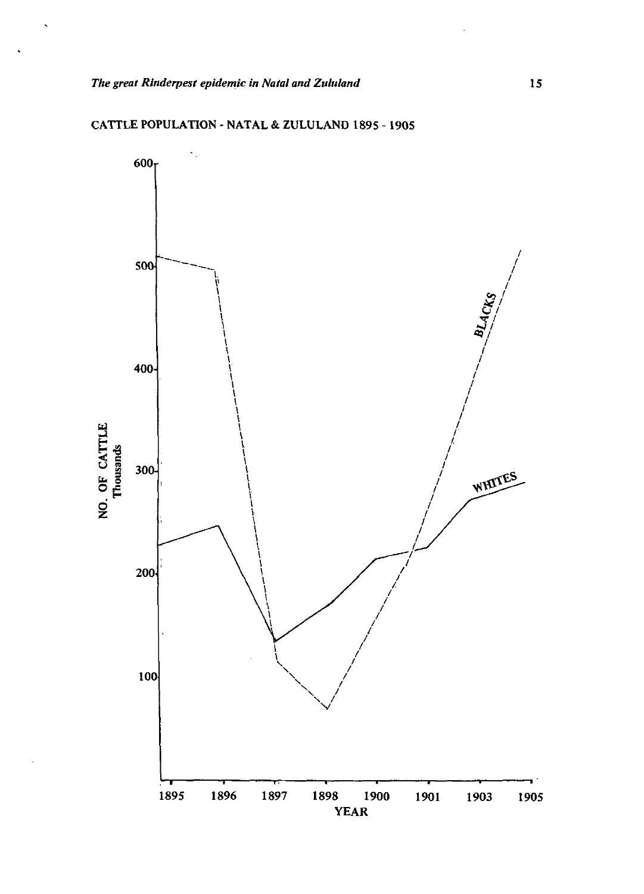CATTLE POPULATION - NATAL & ZULULAND 1895 - 1905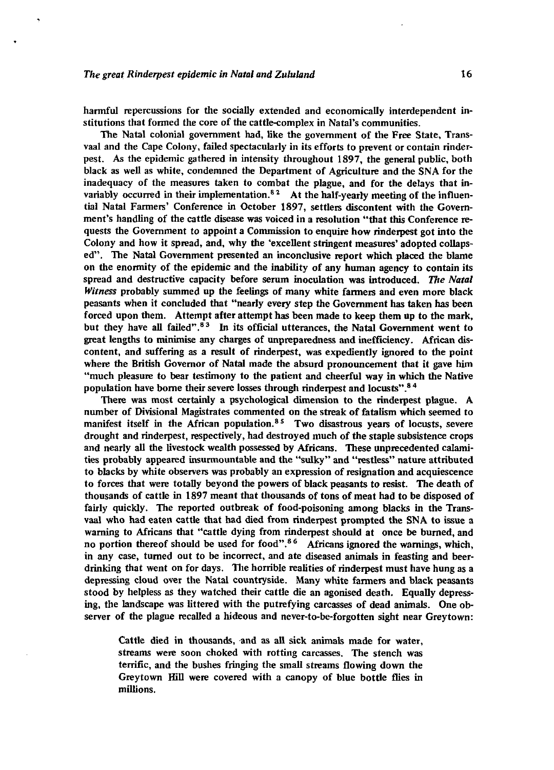harmful repercussions for the socially extended and economically interdependent institutions that formed the core of the cattle-complex in Natal's communities.

The Natal colonial government had, like the government of the Free State, Transvaal and the Cape Colony, failed spectacularly in its efforts to prevent or contain rinderpest. As the epidemic gathered in intensity throughout 1897, the general public, both black as well as white, condemned the Department of Agriculture and the SNA for the inadequacy of the measures taken to combat the plague, and for the delays that invariably occurred in their implementation.[82] At the half-yearly meeting of the influential Natal Farmers' Conference in October 1897, settlers discontent with the Government's handling of the cattle disease was voiced in a resolution "that this Conference requests the Government to appoint a Commission to enquire how rinderpest got into the Colony and how it spread, and, why the 'excellent stringent measures' adopted collapsed". The Natal Government presented an inconclusive report which placed the blame on the enormity of the epidemic and the inability of any human agency to contain its spread and destructive capacity before serum inoculation was introduced. *The Natal Witness* probably summed up the feelings of many white farmers and even more black peasants when it concluded that "nearly every step the Government has taken has been forced upon them. Attempt after attempt has been made to keep them up to the mark, but they have all failed".[83] In its official utterances, the Natal Government went to great lengths to minimise any charges of unpreparedness and inefficiency. African discontent, and suffering as a result of rinderpest, was expediently ignored to the point where the British Governor of Natal made the absurd pronouncement that it gave him "much pleasure to bear testimony to the patient and cheerful way in which the Native population have borne their severe losses through rinderpest and locusts".[84]

There was most certainly a psychological dimension to the rinderpest plague. A number of Divisional Magistrates commented on the streak of fatalism which seemed to manifest itself in the African population.[85] Two disastrous years of locusts, severe drought and rinderpest, respectively, had destroyed much of the staple subsistence crops and nearly all the livestock wealth possessed by Africans. These unprecedented calamities probably appeared insurmountable and the "sulky" and "restless" nature attributed to blacks by white observers was probably an expression of resignation and acquiescence to forces that were totally beyond the powers of black peasants to resist. The death of thousands of cattle in 1897 meant that thousands of tons of meat had to be disposed of fairly quickly. The reported outbreak of food-poisoning among blacks in the Transvaal who had eaten cattle that had died from rinderpest prompted the SNA to issue a warning to Africans that "cattle dying from rinderpest should at once be burned, and no portion thereof should be used for food".[86] Africans ignored the warnings, which, in any case, turned out to be incorrect, and ate diseased animals in feasting and beer-drinking that went on for days. The horrible realities of rinderpest must have hung as a depressing cloud over the Natal countryside. Many white farmers and black peasants stood by helpless as they watched their cattle die an agonised death. Equally depressing, the landscape was littered with the putrefying carcasses of dead animals. One observer of the plague recalled a hideous and never-to-be-forgotten sight near Greytown:

> Cattle died in thousands, and as all sick animals made for water, streams were soon choked with rotting carcasses. The stench was terrific, and the bushes fringing the small streams flowing down the Greytown Hill were covered with a canopy of blue bottle flies in millions.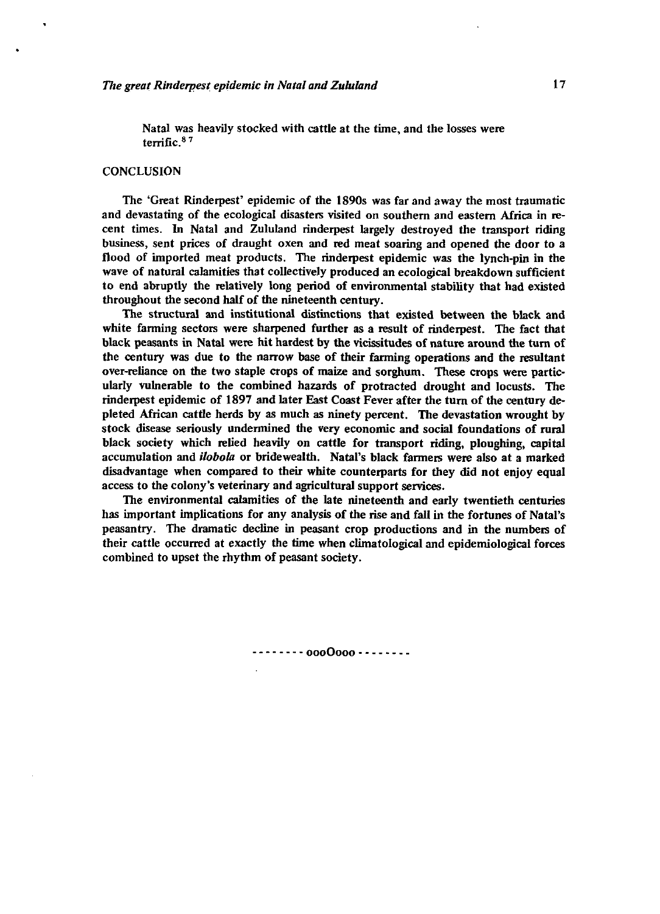Natal was heavily stocked with cattle at the time, and the losses were terrific.[87]

## CONCLUSION

The 'Great Rinderpest' epidemic of the 1890s was far and away the most traumatic and devastating of the ecological disasters visited on southern and eastern Africa in recent times. In Natal and Zululand rinderpest largely destroyed the transport riding business, sent prices of draught oxen and red meat soaring and opened the door to a flood of imported meat products. The rinderpest epidemic was the lynch-pin in the wave of natural calamities that collectively produced an ecological breakdown sufficient to end abruptly the relatively long period of environmental stability that had existed throughout the second half of the nineteenth century.

The structural and institutional distinctions that existed between the black and white farming sectors were sharpened further as a result of rinderpest. The fact that black peasants in Natal were hit hardest by the vicissitudes of nature around the turn of the century was due to the narrow base of their farming operations and the resultant over-reliance on the two staple crops of maize and sorghum. These crops were particularly vulnerable to the combined hazards of protracted drought and locusts. The rinderpest epidemic of 1897 and later East Coast Fever after the turn of the century depleted African cattle herds by as much as ninety percent. The devastation wrought by stock disease seriously undermined the very economic and social foundations of rural black society which relied heavily on cattle for transport riding, ploughing, capital accumulation and *ilobola* or bridewealth. Natal's black farmers were also at a marked disadvantage when compared to their white counterparts for they did not enjoy equal access to the colony's veterinary and agricultural support services.

The environmental calamities of the late nineteenth and early twentieth centuries has important implications for any analysis of the rise and fall in the fortunes of Natal's peasantry. The dramatic decline in peasant crop productions and in the numbers of their cattle occurred at exactly the time when climatological and epidemiological forces combined to upset the rhythm of peasant society.

-------- oooOooo --------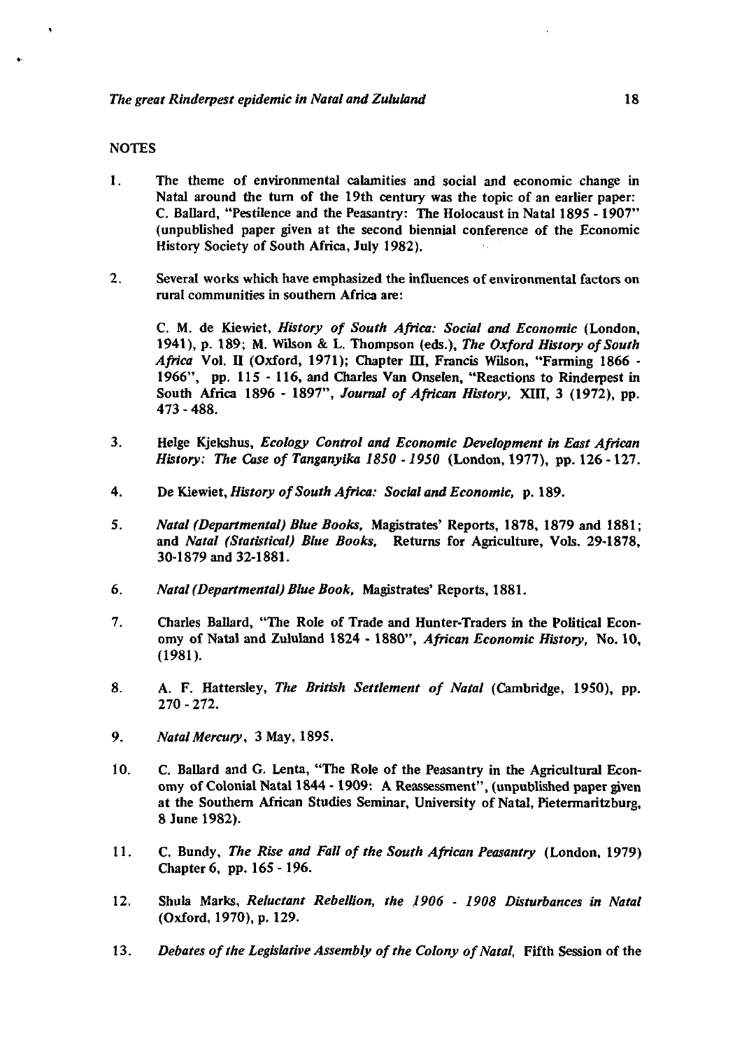## NOTES

1. The theme of environmental calamities and social and economic change in Natal around the turn of the 19th century was the topic of an earlier paper: C. Ballard, "Pestilence and the Peasantry: The Holocaust in Natal 1895 - 1907" (unpublished paper given at the second biennial conference of the Economic History Society of South Africa, July 1982).

2. Several works which have emphasized the influences of environmental factors on rural communities in southern Africa are:

   C. M. de Kiewiet, *History of South Africa: Social and Economic* (London, 1941), p. 189; M. Wilson & L. Thompson (eds.), *The Oxford History of South Africa* Vol. II (Oxford, 1971); Chapter III, Francis Wilson, "Farming 1866 - 1966", pp. 115 - 116, and Charles Van Onselen, "Reactions to Rinderpest in South Africa 1896 - 1897", *Journal of African History*, XIII, 3 (1972), pp. 473 - 488.

3. Helge Kjekshus, *Ecology Control and Economic Development in East African History: The Case of Tanganyika 1850 - 1950* (London, 1977), pp. 126 - 127.

4. De Kiewiet, *History of South Africa: Social and Economic*, p. 189.

5. *Natal (Departmental) Blue Books*, Magistrates' Reports, 1878, 1879 and 1881; and *Natal (Statistical) Blue Books*, Returns for Agriculture, Vols. 29-1878, 30-1879 and 32-1881.

6. *Natal (Departmental) Blue Book*, Magistrates' Reports, 1881.

7. Charles Ballard, "The Role of Trade and Hunter-Traders in the Political Economy of Natal and Zululand 1824 - 1880", *African Economic History*, No. 10, (1981).

8. A. F. Hattersley, *The British Settlement of Natal* (Cambridge, 1950), pp. 270 - 272.

9. *Natal Mercury*, 3 May, 1895.

10. C. Ballard and G. Lenta, "The Role of the Peasantry in the Agricultural Economy of Colonial Natal 1844 - 1909: A Reassessment", (unpublished paper given at the Southern African Studies Seminar, University of Natal, Pietermaritzburg, 8 June 1982).

11. C. Bundy, *The Rise and Fall of the South African Peasantry* (London, 1979) Chapter 6, pp. 165 - 196.

12. Shula Marks, *Reluctant Rebellion, the 1906 - 1908 Disturbances in Natal* (Oxford, 1970), p. 129.

13. *Debates of the Legislative Assembly of the Colony of Natal*, Fifth Session of the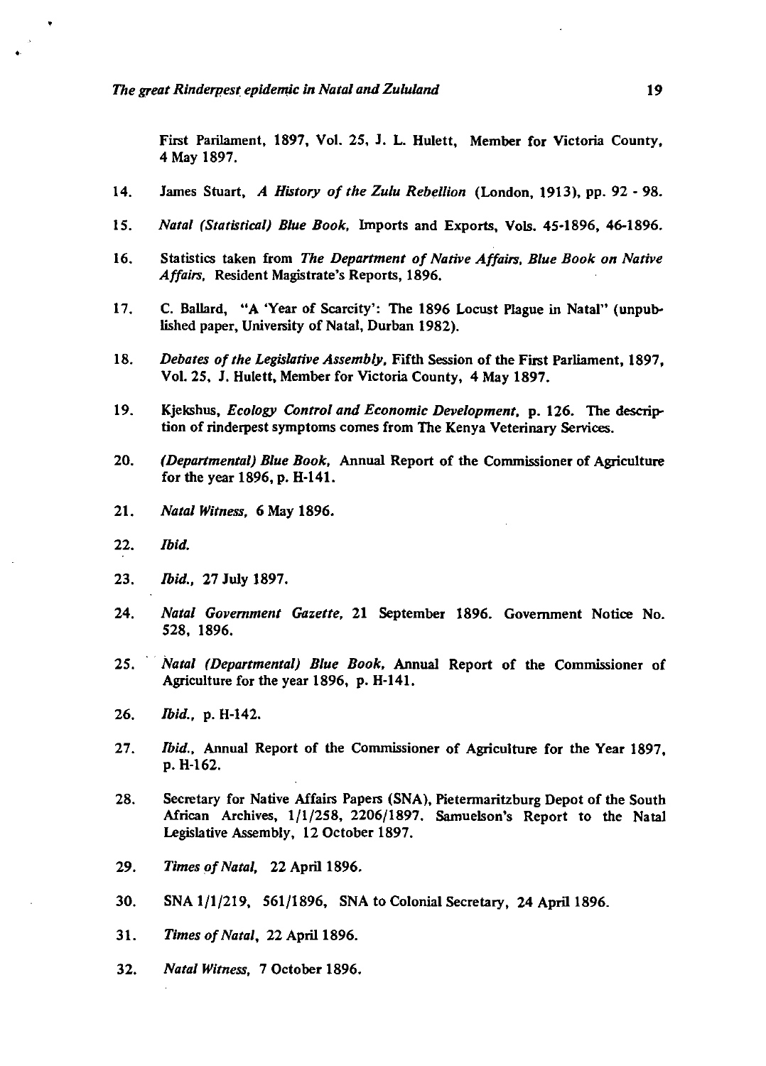First Parilament, 1897, Vol. 25, J. L. Hulett, Member for Victoria County, 4 May 1897.

14. James Stuart, *A History of the Zulu Rebellion* (London, 1913), pp. 92 - 98.

15. *Natal (Statistical) Blue Book,* Imports and Exports, Vols. 45-1896, 46-1896.

16. Statistics taken from *The Department of Native Affairs, Blue Book on Native Affairs,* Resident Magistrate's Reports, 1896.

17. C. Ballard, "A 'Year of Scarcity': The 1896 Locust Plague in Natal" (unpublished paper, University of Natal, Durban 1982).

18. *Debates of the Legislative Assembly,* Fifth Session of the First Parliament, 1897, Vol. 25, J. Hulett, Member for Victoria County, 4 May 1897.

19. Kjekshus, *Ecology Control and Economic Development,* p. 126. The description of rinderpest symptoms comes from The Kenya Veterinary Services.

20. *(Departmental) Blue Book,* Annual Report of the Commissioner of Agriculture for the year 1896, p. H-141.

21. *Natal Witness,* 6 May 1896.

22. *Ibid.*

23. *Ibid.,* 27 July 1897.

24. *Natal Government Gazette,* 21 September 1896. Government Notice No. 528, 1896.

25. *Natal (Departmental) Blue Book,* Annual Report of the Commissioner of Agriculture for the year 1896, p. H-141.

26. *Ibid.,* p. H-142.

27. *Ibid.,* Annual Report of the Commissioner of Agriculture for the Year 1897, p. H-162.

28. Secretary for Native Affairs Papers (SNA), Pietermaritzburg Depot of the South African Archives, 1/1/258, 2206/1897. Samuelson's Report to the Natal Legislative Assembly, 12 October 1897.

29. *Times of Natal,* 22 April 1896.

30. SNA 1/1/219, 561/1896, SNA to Colonial Secretary, 24 April 1896.

31. *Times of Natal,* 22 April 1896.

32. *Natal Witness,* 7 October 1896.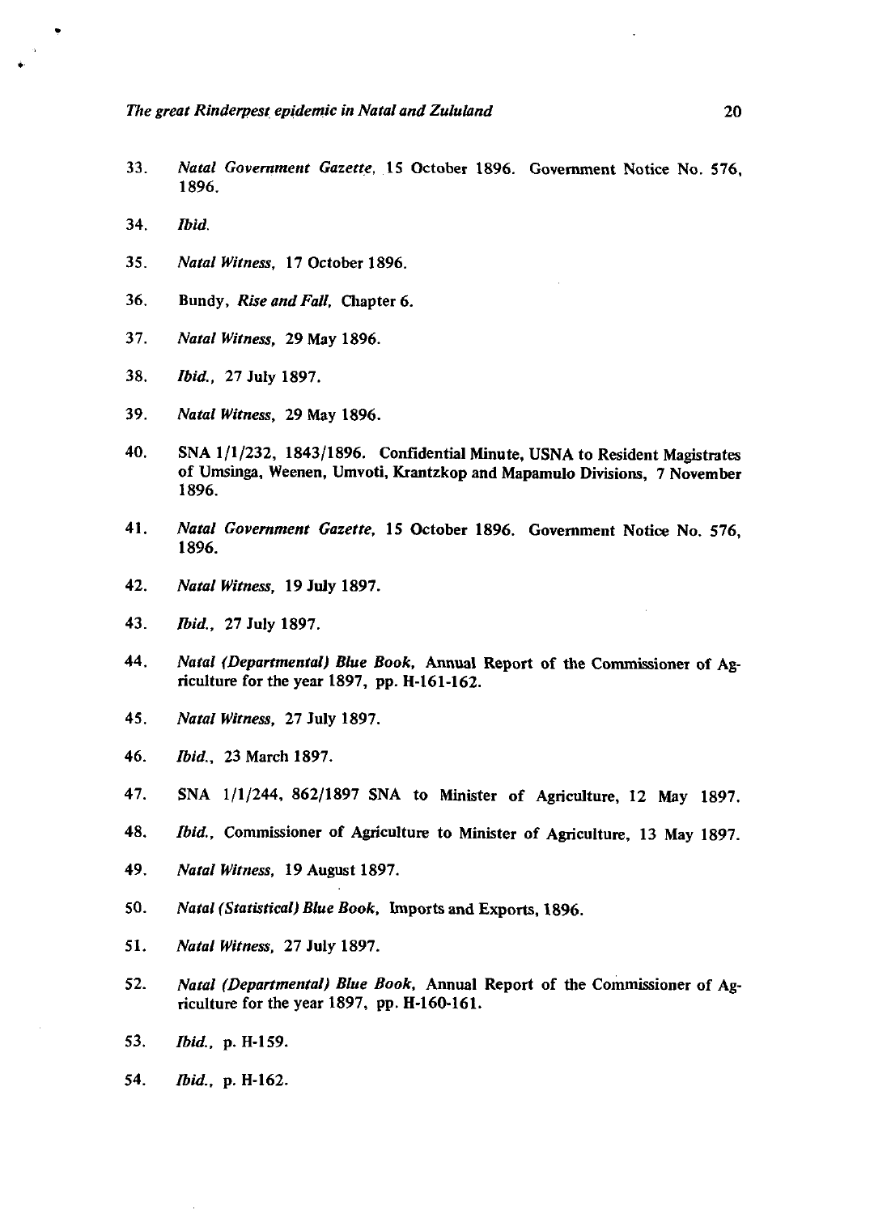33. *Natal Government Gazette*, 15 October 1896. Government Notice No. 576, 1896.

34. *Ibid.*

35. *Natal Witness*, 17 October 1896.

36. Bundy, *Rise and Fall*, Chapter 6.

37. *Natal Witness*, 29 May 1896.

38. *Ibid.*, 27 July 1897.

39. *Natal Witness*, 29 May 1896.

40. SNA 1/1/232, 1843/1896. Confidential Minute, USNA to Resident Magistrates of Umsinga, Weenen, Umvoti, Krantzkop and Mapamulo Divisions, 7 November 1896.

41. *Natal Government Gazette*, 15 October 1896. Government Notice No. 576, 1896.

42. *Natal Witness*, 19 July 1897.

43. *Ibid.*, 27 July 1897.

44. *Natal (Departmental) Blue Book*, Annual Report of the Commissioner of Agriculture for the year 1897, pp. H-161-162.

45. *Natal Witness*, 27 July 1897.

46. *Ibid.*, 23 March 1897.

47. SNA 1/1/244, 862/1897 SNA to Minister of Agriculture, 12 May 1897.

48. *Ibid.*, Commissioner of Agriculture to Minister of Agriculture, 13 May 1897.

49. *Natal Witness*, 19 August 1897.

50. *Natal (Statistical) Blue Book*, Imports and Exports, 1896.

51. *Natal Witness*, 27 July 1897.

52. *Natal (Departmental) Blue Book*, Annual Report of the Commissioner of Agriculture for the year 1897, pp. H-160-161.

53. *Ibid.*, p. H-159.

54. *Ibid.*, p. H-162.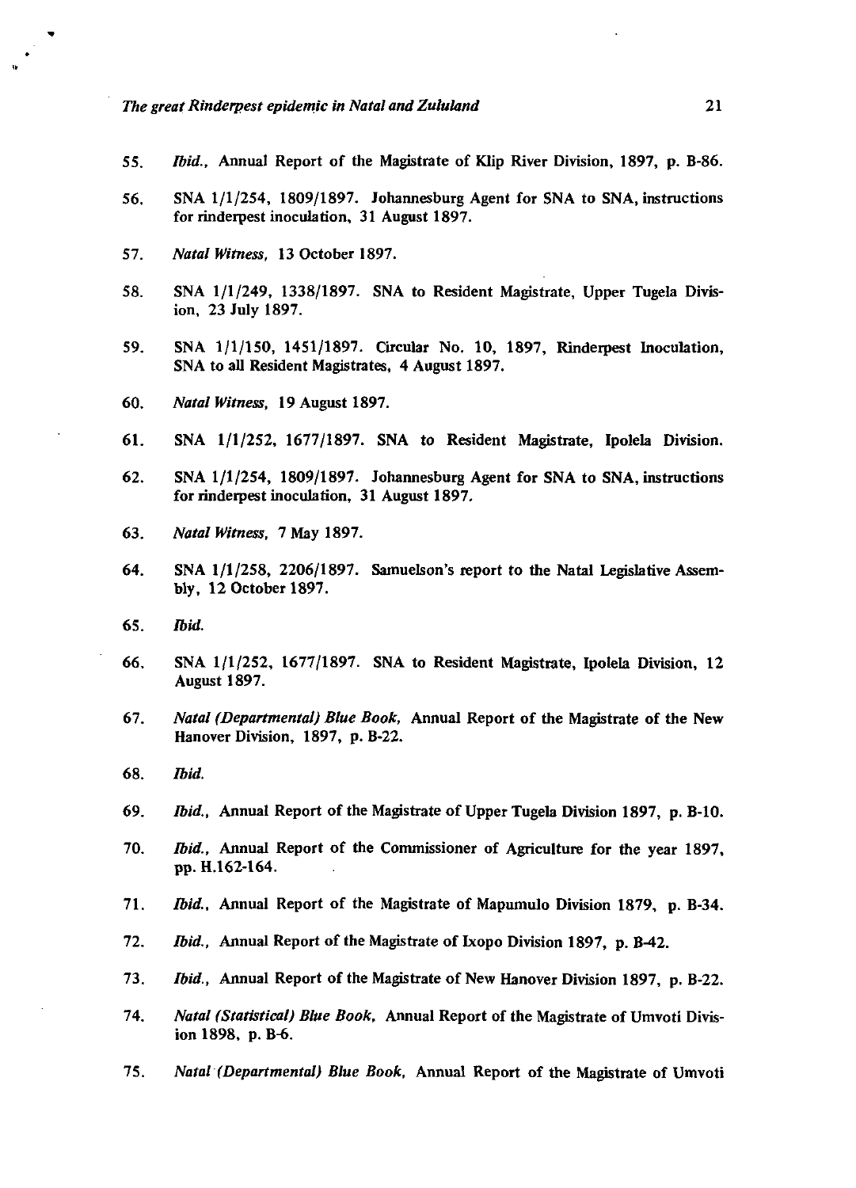55. *Ibid.*, Annual Report of the Magistrate of Klip River Division, 1897, p. B-86.

56. SNA 1/1/254, 1809/1897. Johannesburg Agent for SNA to SNA, instructions for rinderpest inoculation, 31 August 1897.

57. *Natal Witness*, 13 October 1897.

58. SNA 1/1/249, 1338/1897. SNA to Resident Magistrate, Upper Tugela Division, 23 July 1897.

59. SNA 1/1/150, 1451/1897. Circular No. 10, 1897, Rinderpest Inoculation, SNA to all Resident Magistrates, 4 August 1897.

60. *Natal Witness*, 19 August 1897.

61. SNA 1/1/252, 1677/1897. SNA to Resident Magistrate, Ipolela Division.

62. SNA 1/1/254, 1809/1897. Johannesburg Agent for SNA to SNA, instructions for rinderpest inoculation, 31 August 1897.

63. *Natal Witness*, 7 May 1897.

64. SNA 1/1/258, 2206/1897. Samuelson's report to the Natal Legislative Assembly, 12 October 1897.

65. *Ibid.*

66. SNA 1/1/252, 1677/1897. SNA to Resident Magistrate, Ipolela Division, 12 August 1897.

67. *Natal (Departmental) Blue Book*, Annual Report of the Magistrate of the New Hanover Division, 1897, p. B-22.

68. *Ibid.*

69. *Ibid.*, Annual Report of the Magistrate of Upper Tugela Division 1897, p. B-10.

70. *Ibid.*, Annual Report of the Commissioner of Agriculture for the year 1897, pp. H.162-164.

71. *Ibid.*, Annual Report of the Magistrate of Mapumulo Division 1879, p. B-34.

72. *Ibid.*, Annual Report of the Magistrate of Ixopo Division 1897, p. B-42.

73. *Ibid.*, Annual Report of the Magistrate of New Hanover Division 1897, p. B-22.

74. *Natal (Statistical) Blue Book*, Annual Report of the Magistrate of Umvoti Division 1898, p. B-6.

75. *Natal (Departmental) Blue Book*, Annual Report of the Magistrate of Umvoti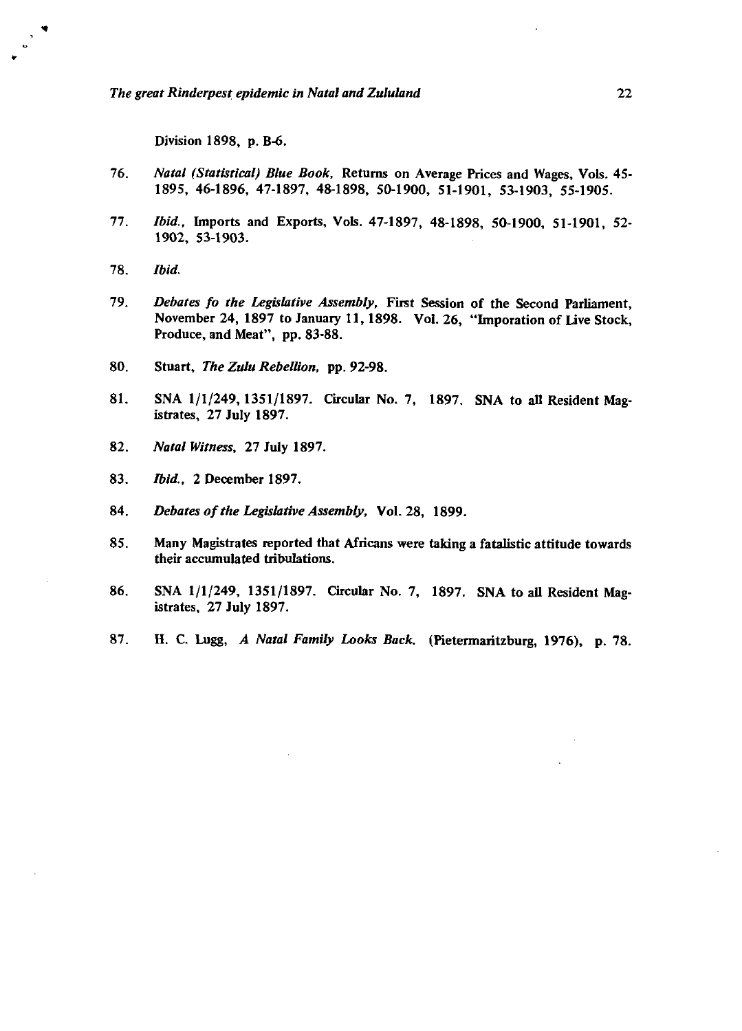Division 1898, p. B-6.

76. *Natal (Statistical) Blue Book,* Returns on Average Prices and Wages, Vols. 45-1895, 46-1896, 47-1897, 48-1898, 50-1900, 51-1901, 53-1903, 55-1905.

77. *Ibid.,* Imports and Exports, Vols. 47-1897, 48-1898, 50-1900, 51-1901, 52-1902, 53-1903.

78. *Ibid.*

79. *Debates fo the Legislative Assembly,* First Session of the Second Parliament, November 24, 1897 to January 11, 1898. Vol. 26, "Imporation of Live Stock, Produce, and Meat", pp. 83-88.

80. Stuart, *The Zulu Rebellion,* pp. 92-98.

81. SNA 1/1/249, 1351/1897. Circular No. 7, 1897. SNA to all Resident Magistrates, 27 July 1897.

82. *Natal Witness,* 27 July 1897.

83. *Ibid.,* 2 December 1897.

84. *Debates of the Legislative Assembly,* Vol. 28, 1899.

85. Many Magistrates reported that Africans were taking a fatalistic attitude towards their accumulated tribulations.

86. SNA 1/1/249, 1351/1897. Circular No. 7, 1897. SNA to all Resident Magistrates, 27 July 1897.

87. H. C. Lugg, *A Natal Family Looks Back.* (Pietermaritzburg, 1976), p. 78.